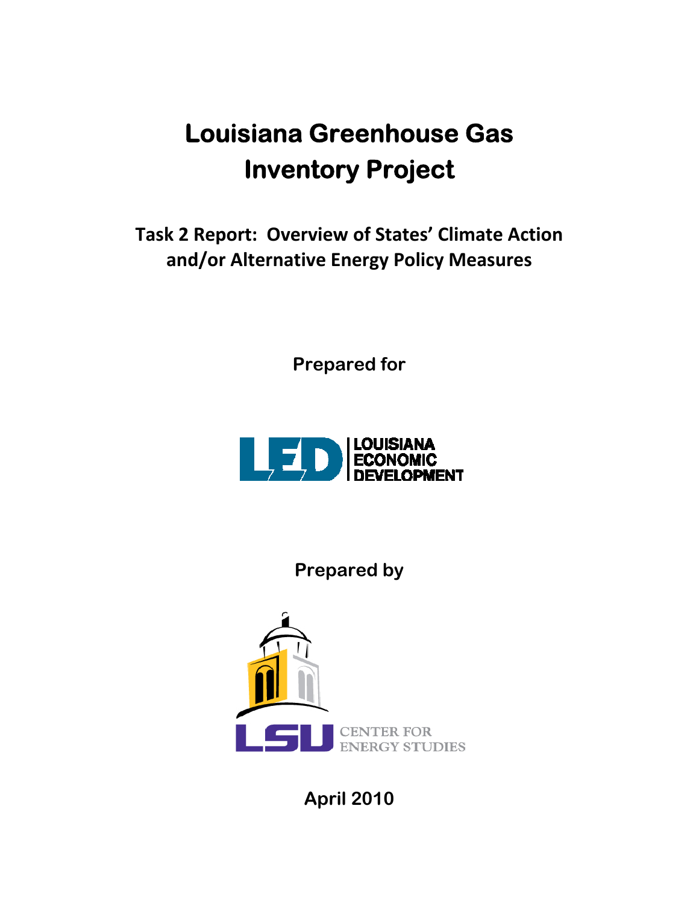# Louisiana Greenhouse Gas Inventory Project

## Task 2 Report: Overview of States' Climate Action and/or Alternative Energy Policy Measures

**Prepared for**

LOUISIANA ECONOMIC DEVELOPMENT

**Prepared by**

LSU CENTER FOR ENERGY STUDIES

**April 2010**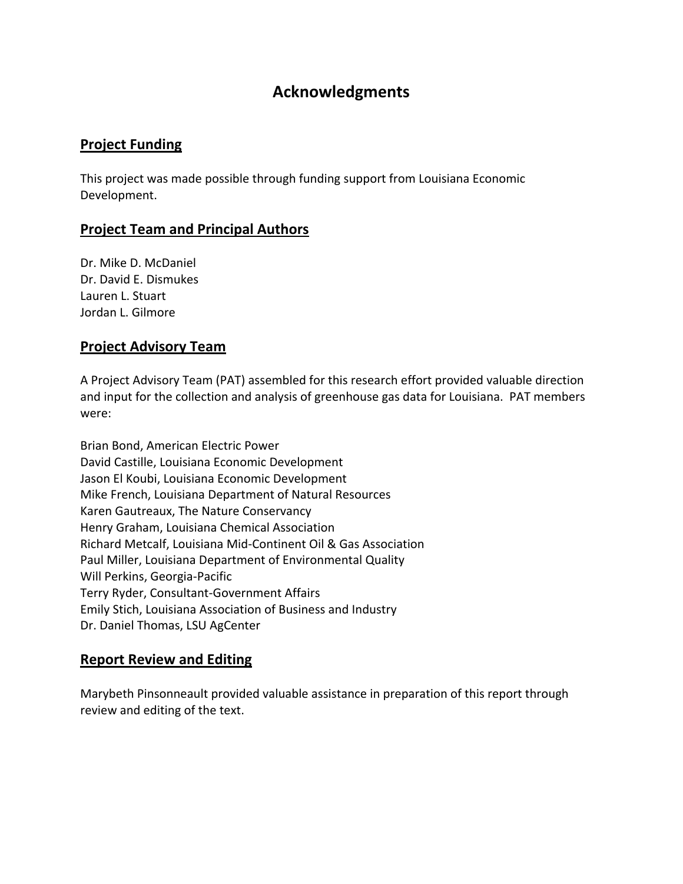# Acknowledgments

## Project Funding

This project was made possible through funding support from Louisiana Economic Development.

## Project Team and Principal Authors

Dr. Mike D. McDaniel
Dr. David E. Dismukes
Lauren L. Stuart
Jordan L. Gilmore

## Project Advisory Team

A Project Advisory Team (PAT) assembled for this research effort provided valuable direction and input for the collection and analysis of greenhouse gas data for Louisiana. PAT members were:

Brian Bond, American Electric Power
David Castille, Louisiana Economic Development
Jason El Koubi, Louisiana Economic Development
Mike French, Louisiana Department of Natural Resources
Karen Gautreaux, The Nature Conservancy
Henry Graham, Louisiana Chemical Association
Richard Metcalf, Louisiana Mid-Continent Oil & Gas Association
Paul Miller, Louisiana Department of Environmental Quality
Will Perkins, Georgia-Pacific
Terry Ryder, Consultant-Government Affairs
Emily Stich, Louisiana Association of Business and Industry
Dr. Daniel Thomas, LSU AgCenter

## Report Review and Editing

Marybeth Pinsonneault provided valuable assistance in preparation of this report through review and editing of the text.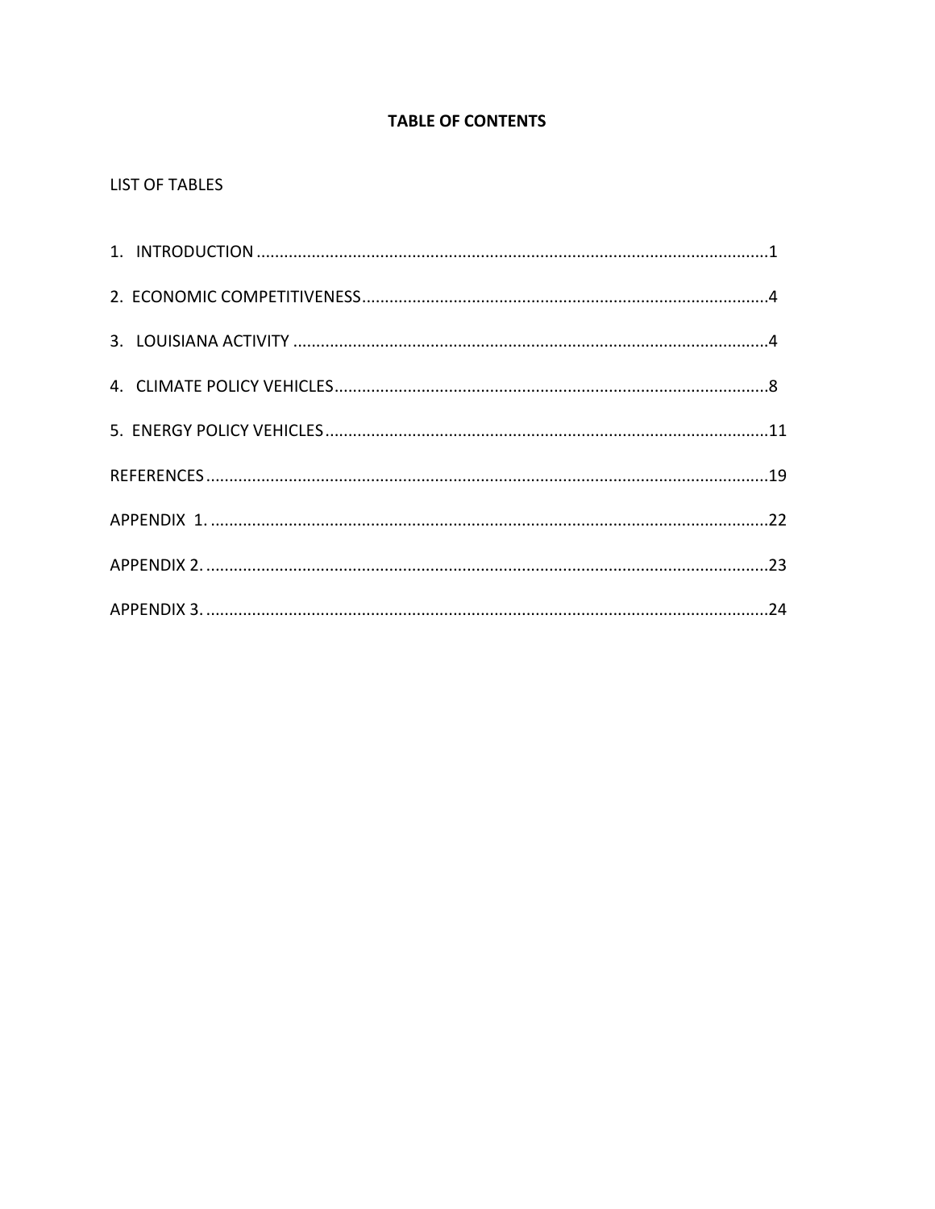**TABLE OF CONTENTS**

LIST OF TABLES

1. INTRODUCTION ............................................................................................................1

2. ECONOMIC COMPETITIVENESS ....................................................................................4

3. LOUISIANA ACTIVITY .....................................................................................................4

4. CLIMATE POLICY VEHICLES ...........................................................................................8

5. ENERGY POLICY VEHICLES ...........................................................................................11

REFERENCES ......................................................................................................................19

APPENDIX 1. .......................................................................................................................22

APPENDIX 2. .......................................................................................................................23

APPENDIX 3. .......................................................................................................................24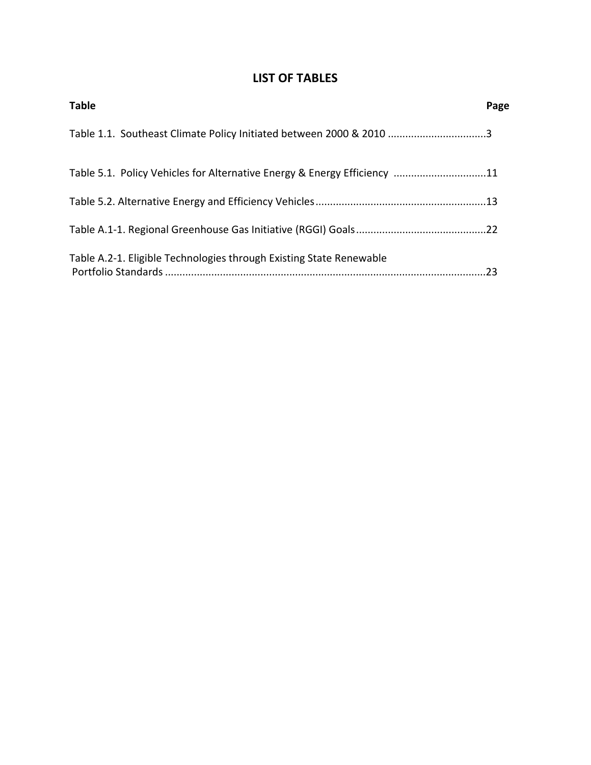# LIST OF TABLES

| Table | Page |
|---|---|
| Table 1.1. Southeast Climate Policy Initiated between 2000 & 2010 | 3 |
| Table 5.1. Policy Vehicles for Alternative Energy & Energy Efficiency | 11 |
| Table 5.2. Alternative Energy and Efficiency Vehicles | 13 |
| Table A.1-1. Regional Greenhouse Gas Initiative (RGGI) Goals | 22 |
| Table A.2-1. Eligible Technologies through Existing State Renewable Portfolio Standards | 23 |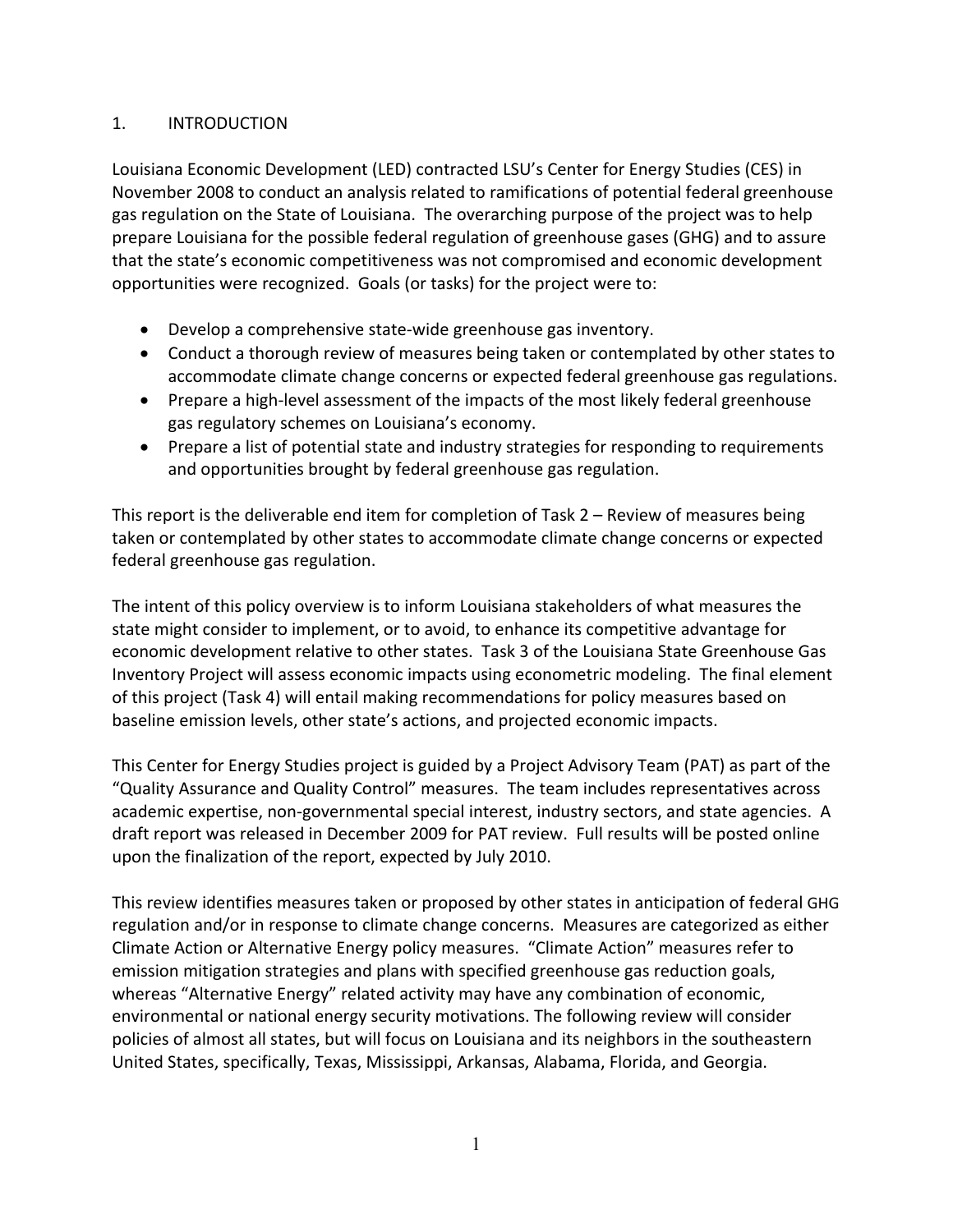# 1. INTRODUCTION

Louisiana Economic Development (LED) contracted LSU's Center for Energy Studies (CES) in November 2008 to conduct an analysis related to ramifications of potential federal greenhouse gas regulation on the State of Louisiana. The overarching purpose of the project was to help prepare Louisiana for the possible federal regulation of greenhouse gases (GHG) and to assure that the state's economic competitiveness was not compromised and economic development opportunities were recognized. Goals (or tasks) for the project were to:

- Develop a comprehensive state-wide greenhouse gas inventory.
- Conduct a thorough review of measures being taken or contemplated by other states to accommodate climate change concerns or expected federal greenhouse gas regulations.
- Prepare a high-level assessment of the impacts of the most likely federal greenhouse gas regulatory schemes on Louisiana's economy.
- Prepare a list of potential state and industry strategies for responding to requirements and opportunities brought by federal greenhouse gas regulation.

This report is the deliverable end item for completion of Task 2 – Review of measures being taken or contemplated by other states to accommodate climate change concerns or expected federal greenhouse gas regulation.

The intent of this policy overview is to inform Louisiana stakeholders of what measures the state might consider to implement, or to avoid, to enhance its competitive advantage for economic development relative to other states. Task 3 of the Louisiana State Greenhouse Gas Inventory Project will assess economic impacts using econometric modeling. The final element of this project (Task 4) will entail making recommendations for policy measures based on baseline emission levels, other state's actions, and projected economic impacts.

This Center for Energy Studies project is guided by a Project Advisory Team (PAT) as part of the "Quality Assurance and Quality Control" measures. The team includes representatives across academic expertise, non-governmental special interest, industry sectors, and state agencies. A draft report was released in December 2009 for PAT review. Full results will be posted online upon the finalization of the report, expected by July 2010.

This review identifies measures taken or proposed by other states in anticipation of federal GHG regulation and/or in response to climate change concerns. Measures are categorized as either Climate Action or Alternative Energy policy measures. "Climate Action" measures refer to emission mitigation strategies and plans with specified greenhouse gas reduction goals, whereas "Alternative Energy" related activity may have any combination of economic, environmental or national energy security motivations. The following review will consider policies of almost all states, but will focus on Louisiana and its neighbors in the southeastern United States, specifically, Texas, Mississippi, Arkansas, Alabama, Florida, and Georgia.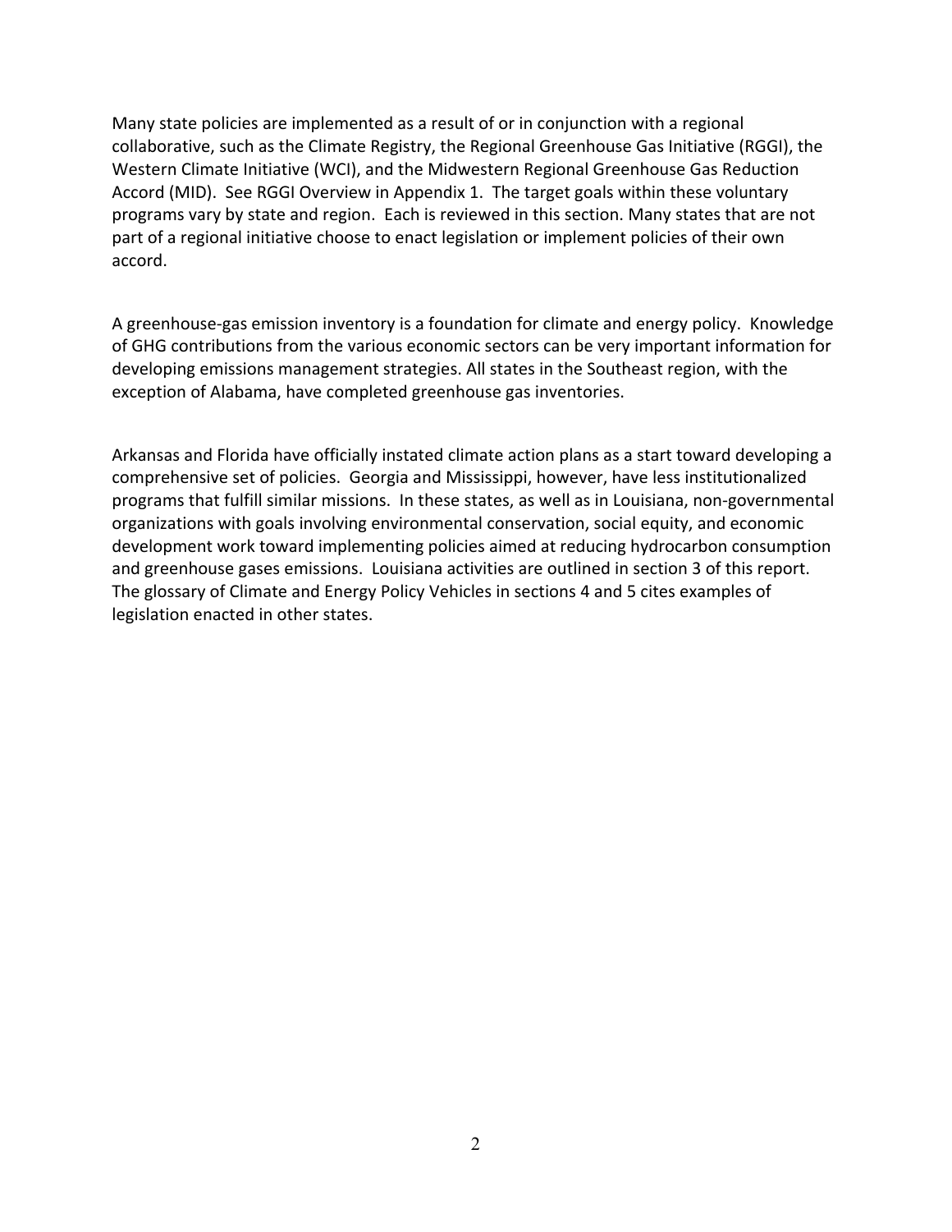Many state policies are implemented as a result of or in conjunction with a regional collaborative, such as the Climate Registry, the Regional Greenhouse Gas Initiative (RGGI), the Western Climate Initiative (WCI), and the Midwestern Regional Greenhouse Gas Reduction Accord (MID). See RGGI Overview in Appendix 1. The target goals within these voluntary programs vary by state and region. Each is reviewed in this section. Many states that are not part of a regional initiative choose to enact legislation or implement policies of their own accord.

A greenhouse-gas emission inventory is a foundation for climate and energy policy. Knowledge of GHG contributions from the various economic sectors can be very important information for developing emissions management strategies. All states in the Southeast region, with the exception of Alabama, have completed greenhouse gas inventories.

Arkansas and Florida have officially instated climate action plans as a start toward developing a comprehensive set of policies. Georgia and Mississippi, however, have less institutionalized programs that fulfill similar missions. In these states, as well as in Louisiana, non-governmental organizations with goals involving environmental conservation, social equity, and economic development work toward implementing policies aimed at reducing hydrocarbon consumption and greenhouse gases emissions. Louisiana activities are outlined in section 3 of this report. The glossary of Climate and Energy Policy Vehicles in sections 4 and 5 cites examples of legislation enacted in other states.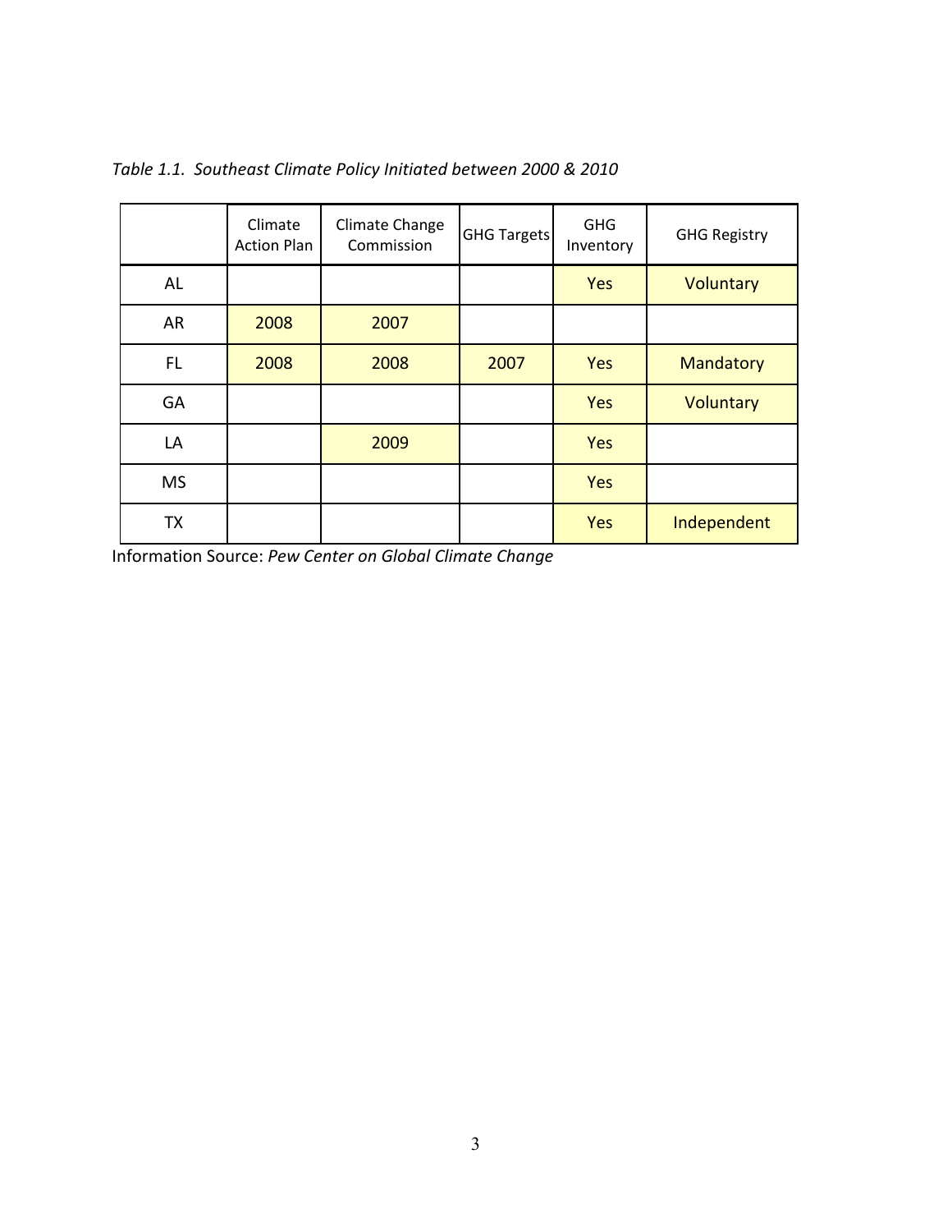*Table 1.1. Southeast Climate Policy Initiated between 2000 & 2010*

| | Climate Action Plan | Climate Change Commission | GHG Targets | GHG Inventory | GHG Registry |
|---|---|---|---|---|---|
| AL | | | | Yes | Voluntary |
| AR | 2008 | 2007 | | | |
| FL | 2008 | 2008 | 2007 | Yes | Mandatory |
| GA | | | | Yes | Voluntary |
| LA | | 2009 | | Yes | |
| MS | | | | Yes | |
| TX | | | | Yes | Independent |

Information Source: *Pew Center on Global Climate Change*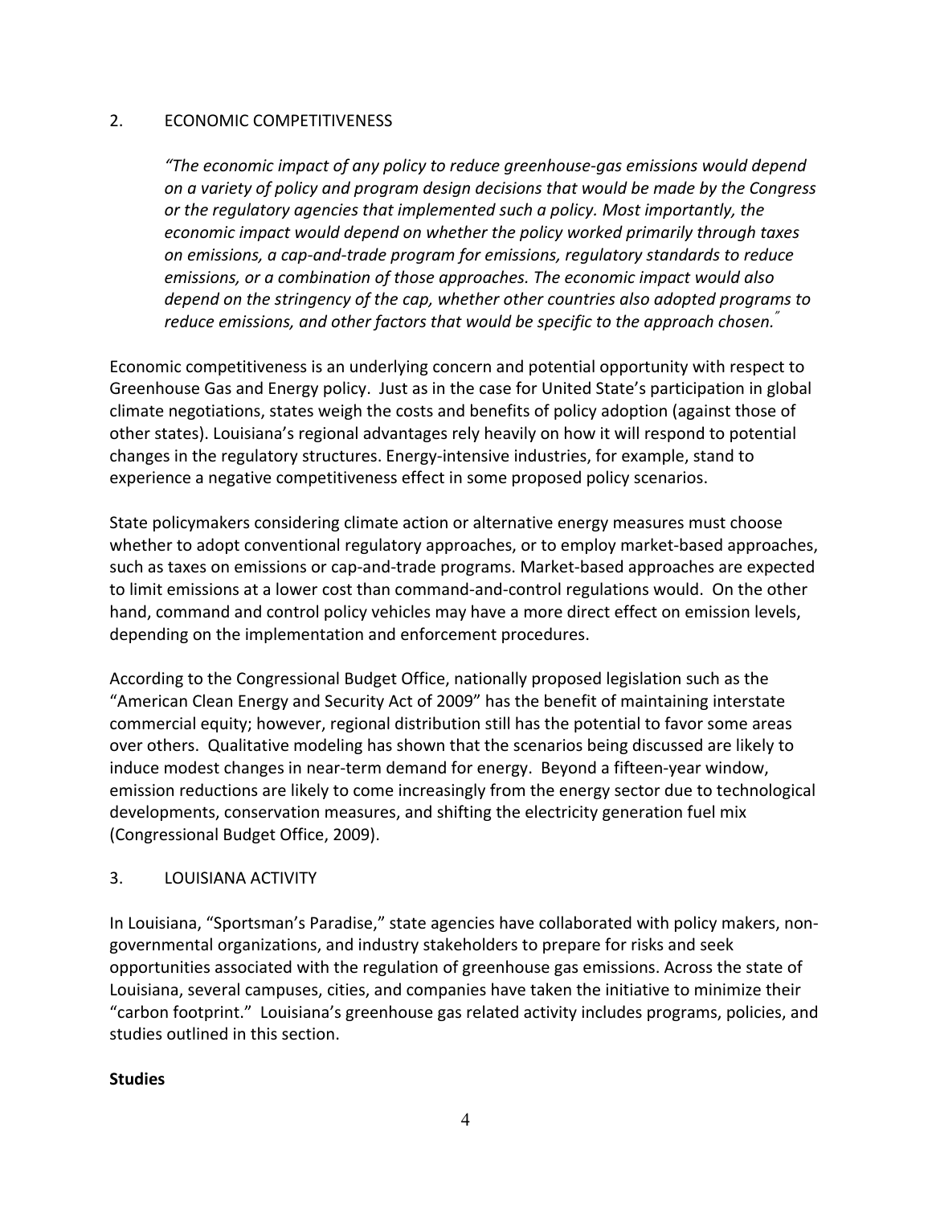## 2. ECONOMIC COMPETITIVENESS

> *"The economic impact of any policy to reduce greenhouse-gas emissions would depend on a variety of policy and program design decisions that would be made by the Congress or the regulatory agencies that implemented such a policy. Most importantly, the economic impact would depend on whether the policy worked primarily through taxes on emissions, a cap-and-trade program for emissions, regulatory standards to reduce emissions, or a combination of those approaches. The economic impact would also depend on the stringency of the cap, whether other countries also adopted programs to reduce emissions, and other factors that would be specific to the approach chosen."*

Economic competitiveness is an underlying concern and potential opportunity with respect to Greenhouse Gas and Energy policy. Just as in the case for United State's participation in global climate negotiations, states weigh the costs and benefits of policy adoption (against those of other states). Louisiana's regional advantages rely heavily on how it will respond to potential changes in the regulatory structures. Energy-intensive industries, for example, stand to experience a negative competitiveness effect in some proposed policy scenarios.

State policymakers considering climate action or alternative energy measures must choose whether to adopt conventional regulatory approaches, or to employ market-based approaches, such as taxes on emissions or cap-and-trade programs. Market-based approaches are expected to limit emissions at a lower cost than command-and-control regulations would. On the other hand, command and control policy vehicles may have a more direct effect on emission levels, depending on the implementation and enforcement procedures.

According to the Congressional Budget Office, nationally proposed legislation such as the "American Clean Energy and Security Act of 2009" has the benefit of maintaining interstate commercial equity; however, regional distribution still has the potential to favor some areas over others. Qualitative modeling has shown that the scenarios being discussed are likely to induce modest changes in near-term demand for energy. Beyond a fifteen-year window, emission reductions are likely to come increasingly from the energy sector due to technological developments, conservation measures, and shifting the electricity generation fuel mix (Congressional Budget Office, 2009).

## 3. LOUISIANA ACTIVITY

In Louisiana, "Sportsman's Paradise," state agencies have collaborated with policy makers, non-governmental organizations, and industry stakeholders to prepare for risks and seek opportunities associated with the regulation of greenhouse gas emissions. Across the state of Louisiana, several campuses, cities, and companies have taken the initiative to minimize their "carbon footprint." Louisiana's greenhouse gas related activity includes programs, policies, and studies outlined in this section.

**Studies**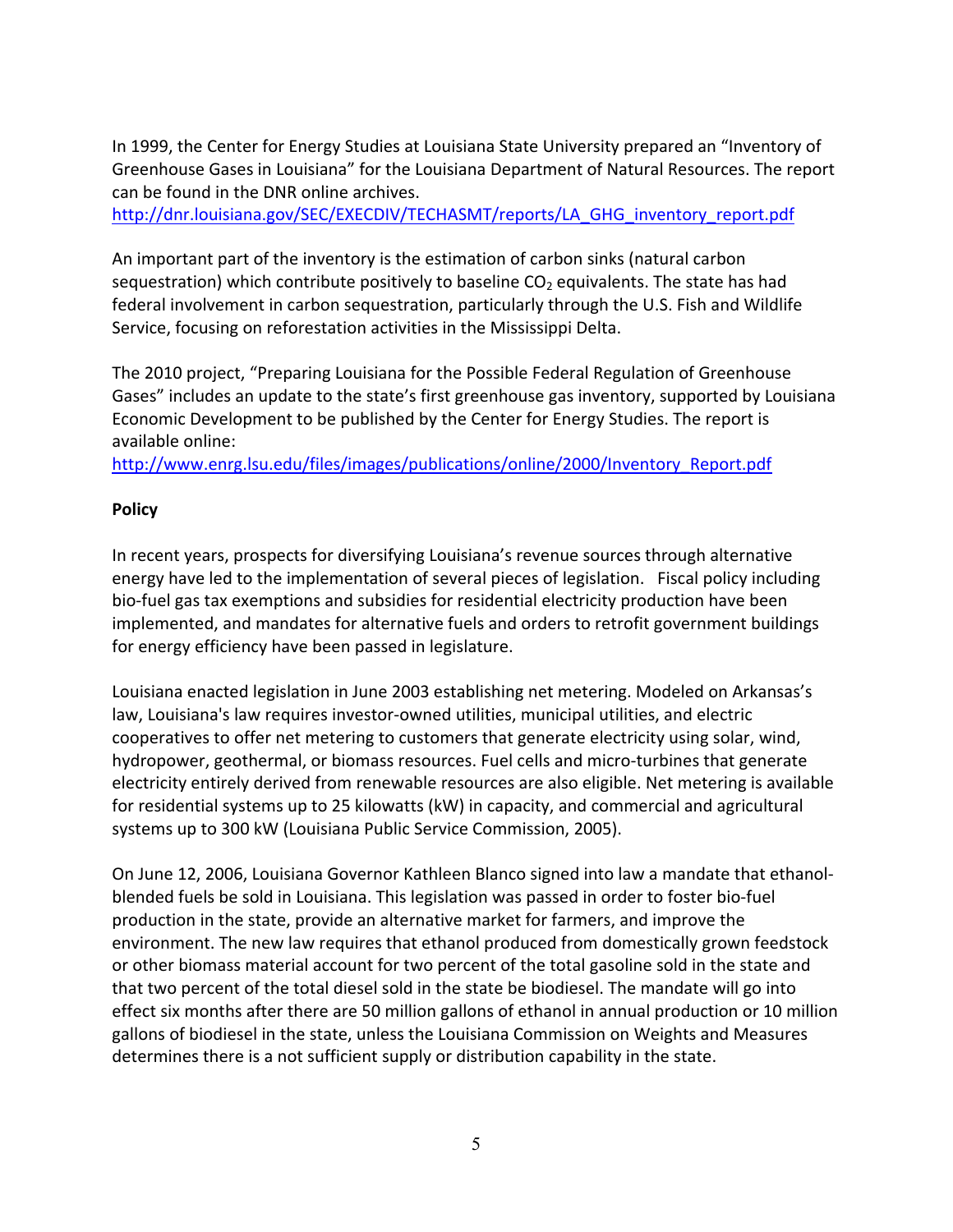In 1999, the Center for Energy Studies at Louisiana State University prepared an "Inventory of Greenhouse Gases in Louisiana" for the Louisiana Department of Natural Resources. The report can be found in the DNR online archives.
http://dnr.louisiana.gov/SEC/EXECDIV/TECHASMT/reports/LA_GHG_inventory_report.pdf

An important part of the inventory is the estimation of carbon sinks (natural carbon sequestration) which contribute positively to baseline $CO_2$ equivalents. The state has had federal involvement in carbon sequestration, particularly through the U.S. Fish and Wildlife Service, focusing on reforestation activities in the Mississippi Delta.

The 2010 project, "Preparing Louisiana for the Possible Federal Regulation of Greenhouse Gases" includes an update to the state's first greenhouse gas inventory, supported by Louisiana Economic Development to be published by the Center for Energy Studies. The report is available online:
http://www.enrg.lsu.edu/files/images/publications/online/2000/Inventory_Report.pdf

**Policy**

In recent years, prospects for diversifying Louisiana's revenue sources through alternative energy have led to the implementation of several pieces of legislation. Fiscal policy including bio-fuel gas tax exemptions and subsidies for residential electricity production have been implemented, and mandates for alternative fuels and orders to retrofit government buildings for energy efficiency have been passed in legislature.

Louisiana enacted legislation in June 2003 establishing net metering. Modeled on Arkansas's law, Louisiana's law requires investor-owned utilities, municipal utilities, and electric cooperatives to offer net metering to customers that generate electricity using solar, wind, hydropower, geothermal, or biomass resources. Fuel cells and micro-turbines that generate electricity entirely derived from renewable resources are also eligible. Net metering is available for residential systems up to 25 kilowatts (kW) in capacity, and commercial and agricultural systems up to 300 kW (Louisiana Public Service Commission, 2005).

On June 12, 2006, Louisiana Governor Kathleen Blanco signed into law a mandate that ethanol-blended fuels be sold in Louisiana. This legislation was passed in order to foster bio-fuel production in the state, provide an alternative market for farmers, and improve the environment. The new law requires that ethanol produced from domestically grown feedstock or other biomass material account for two percent of the total gasoline sold in the state and that two percent of the total diesel sold in the state be biodiesel. The mandate will go into effect six months after there are 50 million gallons of ethanol in annual production or 10 million gallons of biodiesel in the state, unless the Louisiana Commission on Weights and Measures determines there is a not sufficient supply or distribution capability in the state.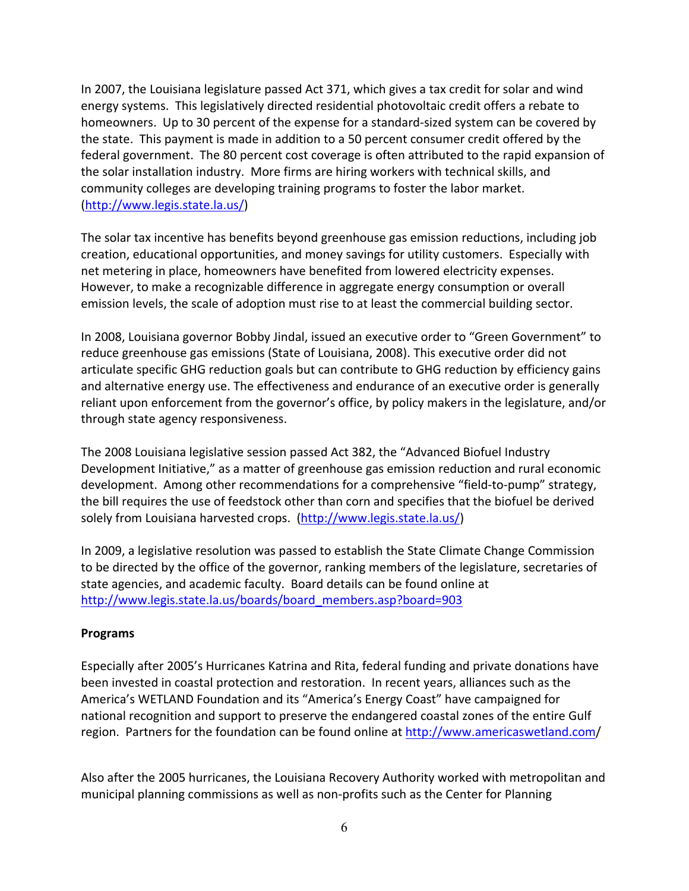In 2007, the Louisiana legislature passed Act 371, which gives a tax credit for solar and wind energy systems. This legislatively directed residential photovoltaic credit offers a rebate to homeowners. Up to 30 percent of the expense for a standard-sized system can be covered by the state. This payment is made in addition to a 50 percent consumer credit offered by the federal government. The 80 percent cost coverage is often attributed to the rapid expansion of the solar installation industry. More firms are hiring workers with technical skills, and community colleges are developing training programs to foster the labor market. (http://www.legis.state.la.us/)

The solar tax incentive has benefits beyond greenhouse gas emission reductions, including job creation, educational opportunities, and money savings for utility customers. Especially with net metering in place, homeowners have benefited from lowered electricity expenses. However, to make a recognizable difference in aggregate energy consumption or overall emission levels, the scale of adoption must rise to at least the commercial building sector.

In 2008, Louisiana governor Bobby Jindal, issued an executive order to "Green Government" to reduce greenhouse gas emissions (State of Louisiana, 2008). This executive order did not articulate specific GHG reduction goals but can contribute to GHG reduction by efficiency gains and alternative energy use. The effectiveness and endurance of an executive order is generally reliant upon enforcement from the governor's office, by policy makers in the legislature, and/or through state agency responsiveness.

The 2008 Louisiana legislative session passed Act 382, the "Advanced Biofuel Industry Development Initiative," as a matter of greenhouse gas emission reduction and rural economic development. Among other recommendations for a comprehensive "field-to-pump" strategy, the bill requires the use of feedstock other than corn and specifies that the biofuel be derived solely from Louisiana harvested crops. (http://www.legis.state.la.us/)

In 2009, a legislative resolution was passed to establish the State Climate Change Commission to be directed by the office of the governor, ranking members of the legislature, secretaries of state agencies, and academic faculty. Board details can be found online at http://www.legis.state.la.us/boards/board_members.asp?board=903

**Programs**

Especially after 2005's Hurricanes Katrina and Rita, federal funding and private donations have been invested in coastal protection and restoration. In recent years, alliances such as the America's WETLAND Foundation and its "America's Energy Coast" have campaigned for national recognition and support to preserve the endangered coastal zones of the entire Gulf region. Partners for the foundation can be found online at http://www.americaswetland.com/

Also after the 2005 hurricanes, the Louisiana Recovery Authority worked with metropolitan and municipal planning commissions as well as non-profits such as the Center for Planning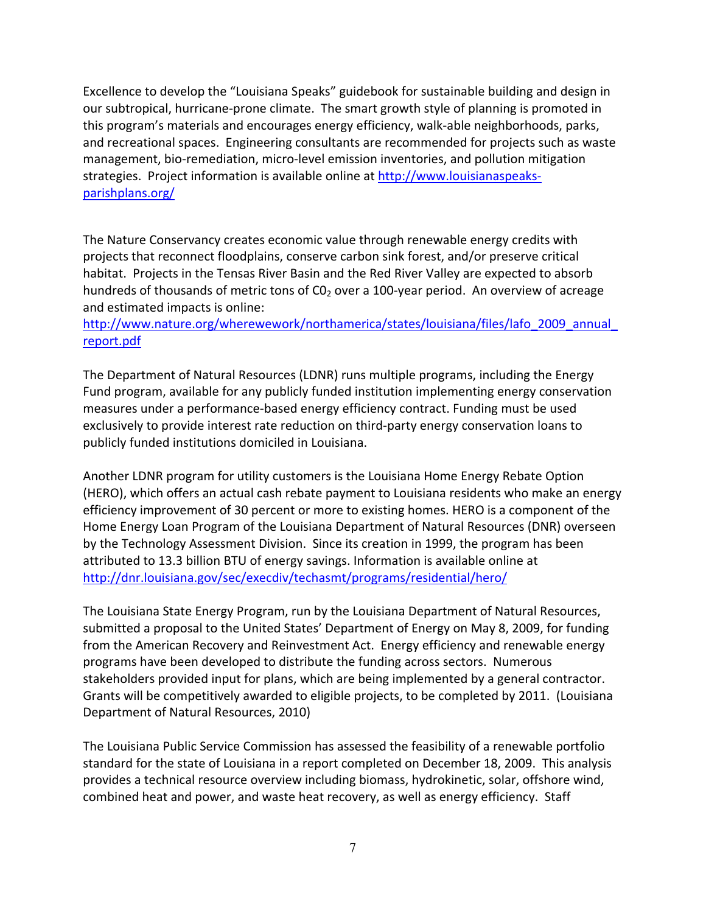Excellence to develop the "Louisiana Speaks" guidebook for sustainable building and design in our subtropical, hurricane-prone climate. The smart growth style of planning is promoted in this program's materials and encourages energy efficiency, walk-able neighborhoods, parks, and recreational spaces. Engineering consultants are recommended for projects such as waste management, bio-remediation, micro-level emission inventories, and pollution mitigation strategies. Project information is available online at http://www.louisianaspeaks-parishplans.org/

The Nature Conservancy creates economic value through renewable energy credits with projects that reconnect floodplains, conserve carbon sink forest, and/or preserve critical habitat. Projects in the Tensas River Basin and the Red River Valley are expected to absorb hundreds of thousands of metric tons of $C0_2$ over a 100-year period. An overview of acreage and estimated impacts is online: http://www.nature.org/wherewework/northamerica/states/louisiana/files/lafo_2009_annual_report.pdf

The Department of Natural Resources (LDNR) runs multiple programs, including the Energy Fund program, available for any publicly funded institution implementing energy conservation measures under a performance-based energy efficiency contract. Funding must be used exclusively to provide interest rate reduction on third-party energy conservation loans to publicly funded institutions domiciled in Louisiana.

Another LDNR program for utility customers is the Louisiana Home Energy Rebate Option (HERO), which offers an actual cash rebate payment to Louisiana residents who make an energy efficiency improvement of 30 percent or more to existing homes. HERO is a component of the Home Energy Loan Program of the Louisiana Department of Natural Resources (DNR) overseen by the Technology Assessment Division. Since its creation in 1999, the program has been attributed to 13.3 billion BTU of energy savings. Information is available online at http://dnr.louisiana.gov/sec/execdiv/techasmt/programs/residential/hero/

The Louisiana State Energy Program, run by the Louisiana Department of Natural Resources, submitted a proposal to the United States' Department of Energy on May 8, 2009, for funding from the American Recovery and Reinvestment Act. Energy efficiency and renewable energy programs have been developed to distribute the funding across sectors. Numerous stakeholders provided input for plans, which are being implemented by a general contractor. Grants will be competitively awarded to eligible projects, to be completed by 2011. (Louisiana Department of Natural Resources, 2010)

The Louisiana Public Service Commission has assessed the feasibility of a renewable portfolio standard for the state of Louisiana in a report completed on December 18, 2009. This analysis provides a technical resource overview including biomass, hydrokinetic, solar, offshore wind, combined heat and power, and waste heat recovery, as well as energy efficiency. Staff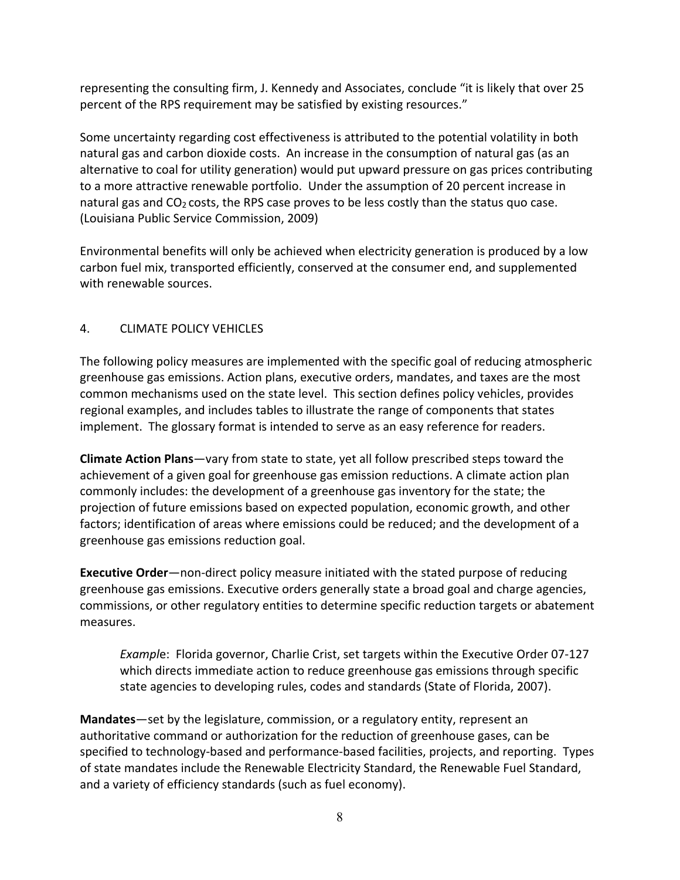representing the consulting firm, J. Kennedy and Associates, conclude "it is likely that over 25 percent of the RPS requirement may be satisfied by existing resources."

Some uncertainty regarding cost effectiveness is attributed to the potential volatility in both natural gas and carbon dioxide costs. An increase in the consumption of natural gas (as an alternative to coal for utility generation) would put upward pressure on gas prices contributing to a more attractive renewable portfolio. Under the assumption of 20 percent increase in natural gas and $CO_2$ costs, the RPS case proves to be less costly than the status quo case. (Louisiana Public Service Commission, 2009)

Environmental benefits will only be achieved when electricity generation is produced by a low carbon fuel mix, transported efficiently, conserved at the consumer end, and supplemented with renewable sources.

## 4. CLIMATE POLICY VEHICLES

The following policy measures are implemented with the specific goal of reducing atmospheric greenhouse gas emissions. Action plans, executive orders, mandates, and taxes are the most common mechanisms used on the state level. This section defines policy vehicles, provides regional examples, and includes tables to illustrate the range of components that states implement. The glossary format is intended to serve as an easy reference for readers.

**Climate Action Plans**—vary from state to state, yet all follow prescribed steps toward the achievement of a given goal for greenhouse gas emission reductions. A climate action plan commonly includes: the development of a greenhouse gas inventory for the state; the projection of future emissions based on expected population, economic growth, and other factors; identification of areas where emissions could be reduced; and the development of a greenhouse gas emissions reduction goal.

**Executive Order**—non-direct policy measure initiated with the stated purpose of reducing greenhouse gas emissions. Executive orders generally state a broad goal and charge agencies, commissions, or other regulatory entities to determine specific reduction targets or abatement measures.

> *Example*: Florida governor, Charlie Crist, set targets within the Executive Order 07-127 which directs immediate action to reduce greenhouse gas emissions through specific state agencies to developing rules, codes and standards (State of Florida, 2007).

**Mandates**—set by the legislature, commission, or a regulatory entity, represent an authoritative command or authorization for the reduction of greenhouse gases, can be specified to technology-based and performance-based facilities, projects, and reporting. Types of state mandates include the Renewable Electricity Standard, the Renewable Fuel Standard, and a variety of efficiency standards (such as fuel economy).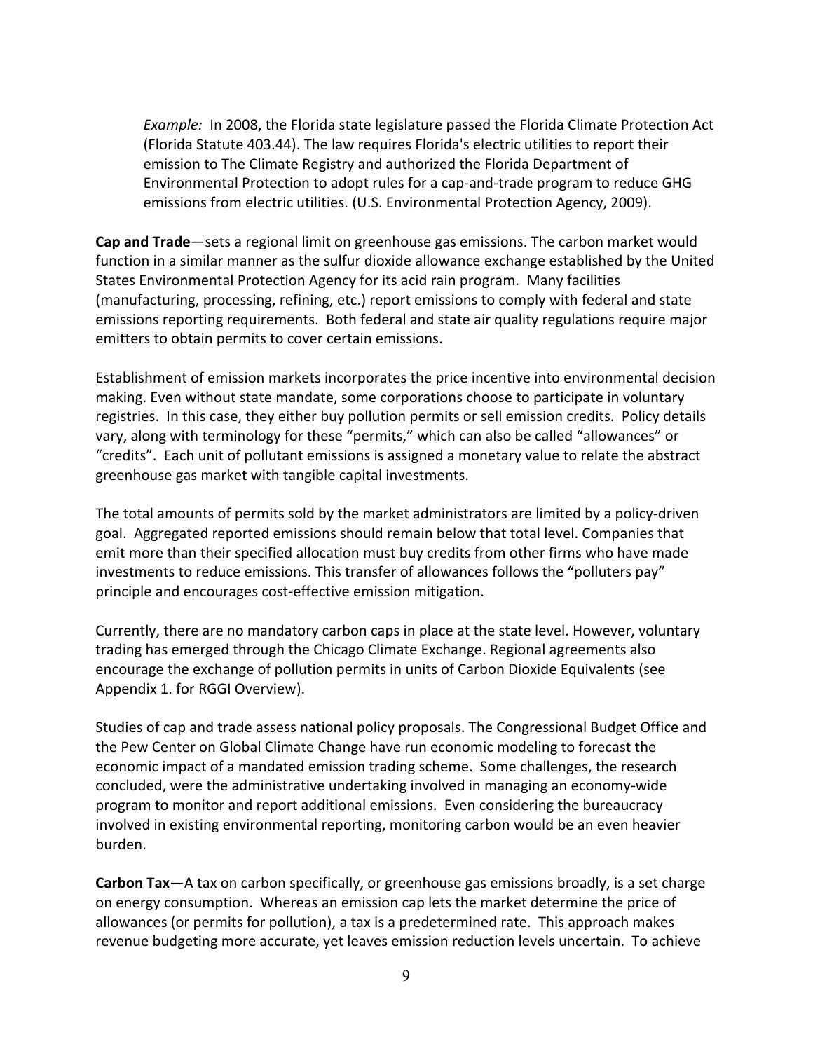*Example:* In 2008, the Florida state legislature passed the Florida Climate Protection Act (Florida Statute 403.44). The law requires Florida's electric utilities to report their emission to The Climate Registry and authorized the Florida Department of Environmental Protection to adopt rules for a cap-and-trade program to reduce GHG emissions from electric utilities. (U.S. Environmental Protection Agency, 2009).

**Cap and Trade**—sets a regional limit on greenhouse gas emissions. The carbon market would function in a similar manner as the sulfur dioxide allowance exchange established by the United States Environmental Protection Agency for its acid rain program. Many facilities (manufacturing, processing, refining, etc.) report emissions to comply with federal and state emissions reporting requirements. Both federal and state air quality regulations require major emitters to obtain permits to cover certain emissions.

Establishment of emission markets incorporates the price incentive into environmental decision making. Even without state mandate, some corporations choose to participate in voluntary registries. In this case, they either buy pollution permits or sell emission credits. Policy details vary, along with terminology for these "permits," which can also be called "allowances" or "credits". Each unit of pollutant emissions is assigned a monetary value to relate the abstract greenhouse gas market with tangible capital investments.

The total amounts of permits sold by the market administrators are limited by a policy-driven goal. Aggregated reported emissions should remain below that total level. Companies that emit more than their specified allocation must buy credits from other firms who have made investments to reduce emissions. This transfer of allowances follows the "polluters pay" principle and encourages cost-effective emission mitigation.

Currently, there are no mandatory carbon caps in place at the state level. However, voluntary trading has emerged through the Chicago Climate Exchange. Regional agreements also encourage the exchange of pollution permits in units of Carbon Dioxide Equivalents (see Appendix 1. for RGGI Overview).

Studies of cap and trade assess national policy proposals. The Congressional Budget Office and the Pew Center on Global Climate Change have run economic modeling to forecast the economic impact of a mandated emission trading scheme. Some challenges, the research concluded, were the administrative undertaking involved in managing an economy-wide program to monitor and report additional emissions. Even considering the bureaucracy involved in existing environmental reporting, monitoring carbon would be an even heavier burden.

**Carbon Tax**—A tax on carbon specifically, or greenhouse gas emissions broadly, is a set charge on energy consumption. Whereas an emission cap lets the market determine the price of allowances (or permits for pollution), a tax is a predetermined rate. This approach makes revenue budgeting more accurate, yet leaves emission reduction levels uncertain. To achieve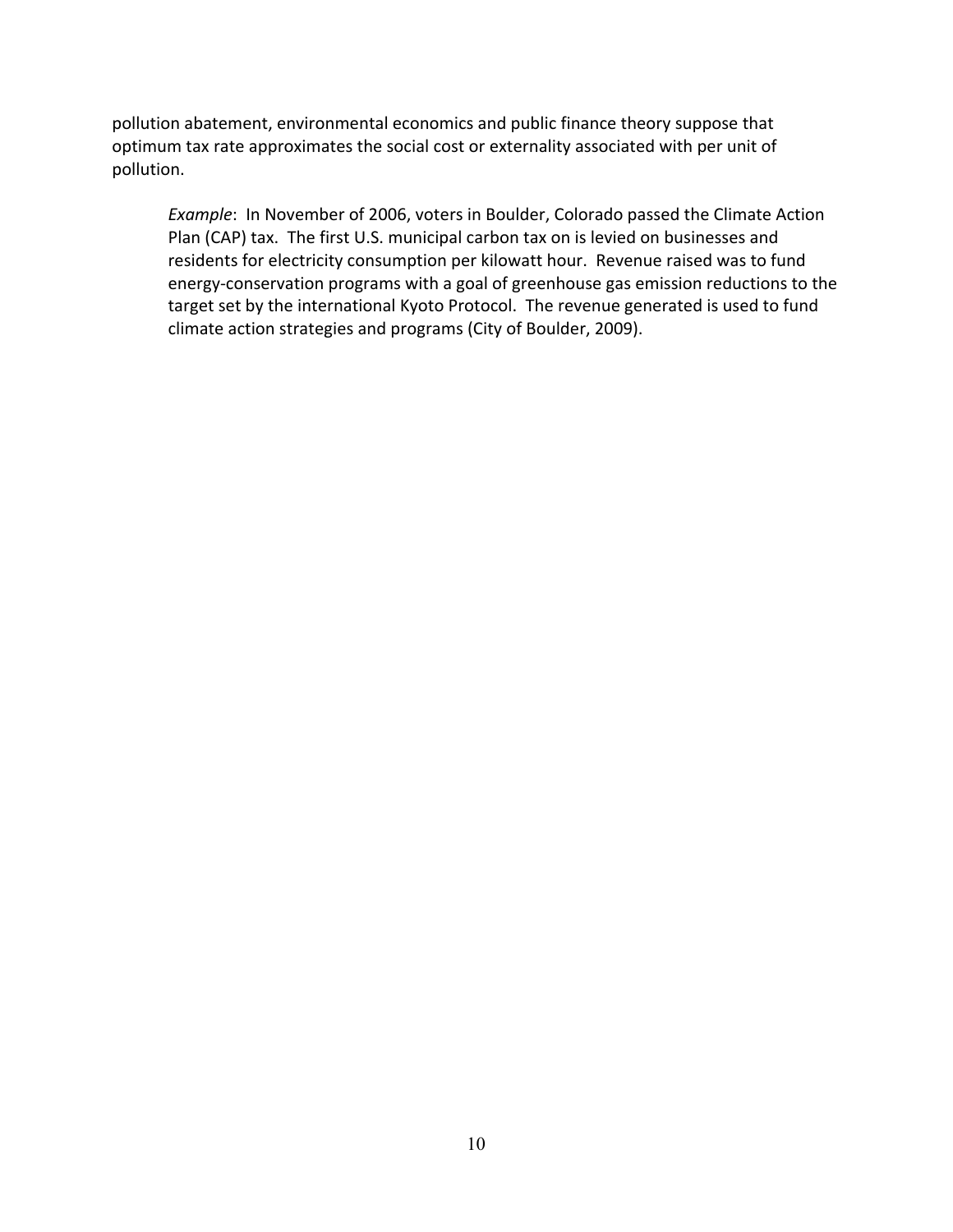pollution abatement, environmental economics and public finance theory suppose that optimum tax rate approximates the social cost or externality associated with per unit of pollution.

> *Example*: In November of 2006, voters in Boulder, Colorado passed the Climate Action Plan (CAP) tax. The first U.S. municipal carbon tax on is levied on businesses and residents for electricity consumption per kilowatt hour. Revenue raised was to fund energy-conservation programs with a goal of greenhouse gas emission reductions to the target set by the international Kyoto Protocol. The revenue generated is used to fund climate action strategies and programs (City of Boulder, 2009).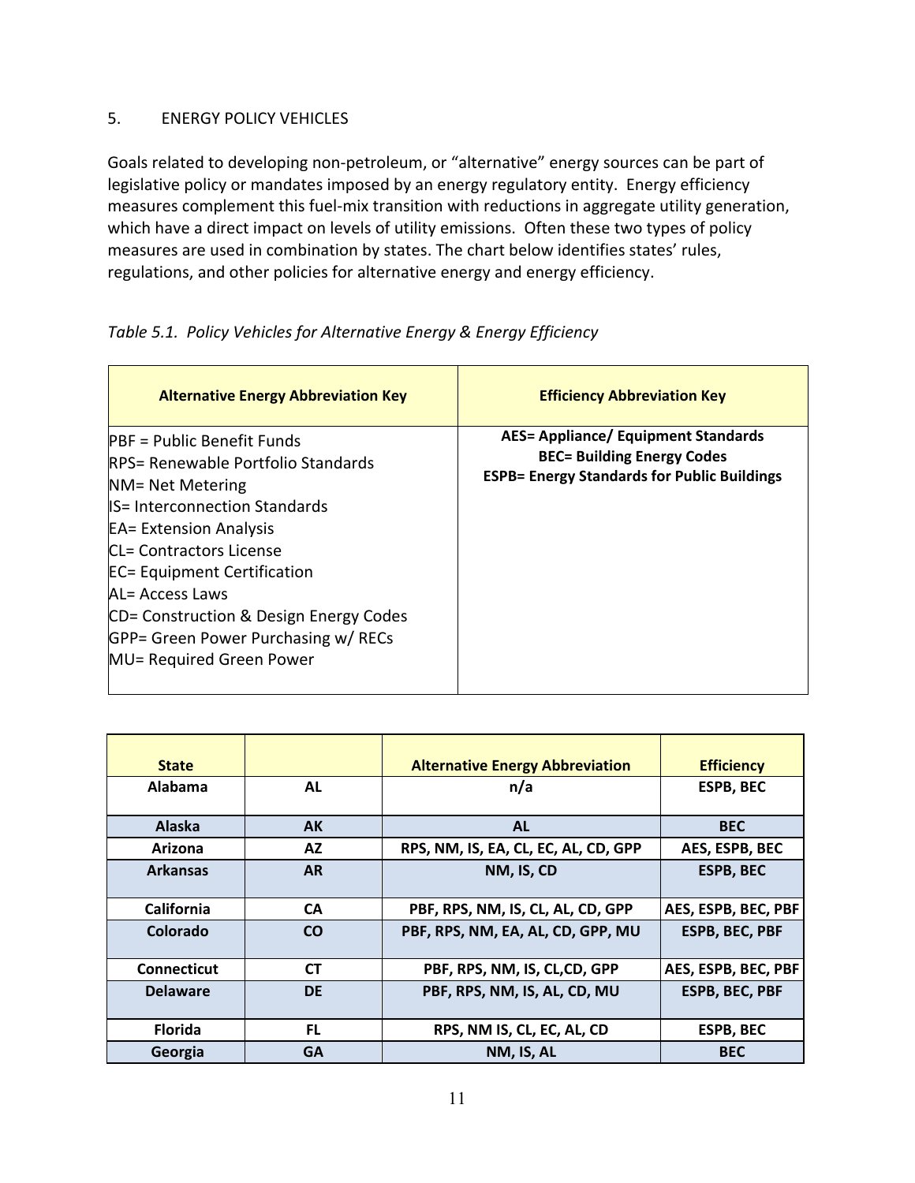## 5. ENERGY POLICY VEHICLES

Goals related to developing non-petroleum, or "alternative" energy sources can be part of legislative policy or mandates imposed by an energy regulatory entity. Energy efficiency measures complement this fuel-mix transition with reductions in aggregate utility generation, which have a direct impact on levels of utility emissions. Often these two types of policy measures are used in combination by states. The chart below identifies states' rules, regulations, and other policies for alternative energy and energy efficiency.

*Table 5.1. Policy Vehicles for Alternative Energy & Energy Efficiency*

| Alternative Energy Abbreviation Key | Efficiency Abbreviation Key |
|---|---|
| PBF = Public Benefit Funds<br>RPS= Renewable Portfolio Standards<br>NM= Net Metering<br>IS= Interconnection Standards<br>EA= Extension Analysis<br>CL= Contractors License<br>EC= Equipment Certification<br>AL= Access Laws<br>CD= Construction & Design Energy Codes<br>GPP= Green Power Purchasing w/ RECs<br>MU= Required Green Power | **AES= Appliance/ Equipment Standards**<br>**BEC= Building Energy Codes**<br>**ESPB= Energy Standards for Public Buildings** |

| State | | Alternative Energy Abbreviation | Efficiency |
|---|---|---|---|
| Alabama | AL | n/a | ESPB, BEC |
| Alaska | AK | AL | BEC |
| Arizona | AZ | RPS, NM, IS, EA, CL, EC, AL, CD, GPP | AES, ESPB, BEC |
| Arkansas | AR | NM, IS, CD | ESPB, BEC |
| California | CA | PBF, RPS, NM, IS, CL, AL, CD, GPP | AES, ESPB, BEC, PBF |
| Colorado | CO | PBF, RPS, NM, EA, AL, CD, GPP, MU | ESPB, BEC, PBF |
| Connecticut | CT | PBF, RPS, NM, IS, CL,CD, GPP | AES, ESPB, BEC, PBF |
| Delaware | DE | PBF, RPS, NM, IS, AL, CD, MU | ESPB, BEC, PBF |
| Florida | FL | RPS, NM IS, CL, EC, AL, CD | ESPB, BEC |
| Georgia | GA | NM, IS, AL | BEC |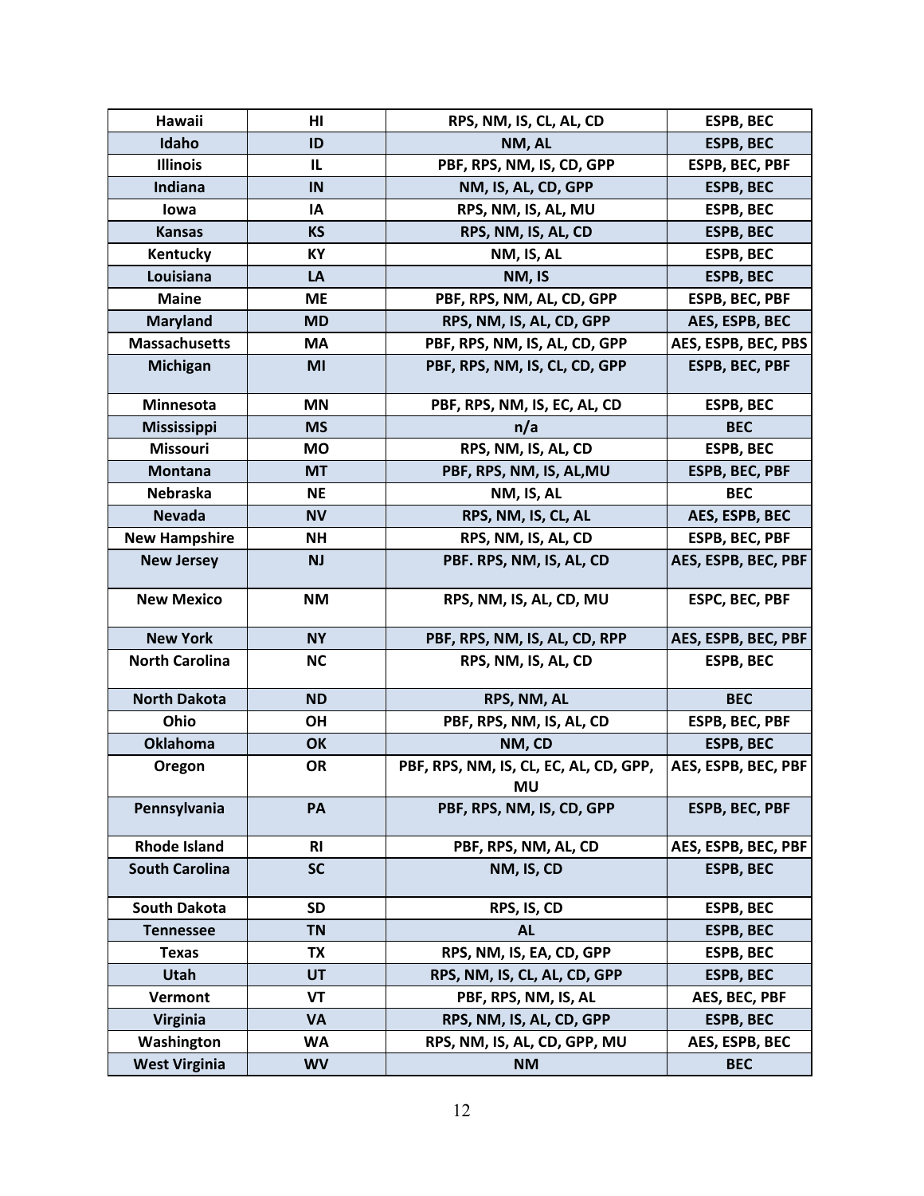| Hawaii | HI | RPS, NM, IS, CL, AL, CD | ESPB, BEC |
|---|---|---|---|
| Idaho | ID | NM, AL | ESPB, BEC |
| Illinois | IL | PBF, RPS, NM, IS, CD, GPP | ESPB, BEC, PBF |
| Indiana | IN | NM, IS, AL, CD, GPP | ESPB, BEC |
| Iowa | IA | RPS, NM, IS, AL, MU | ESPB, BEC |
| Kansas | KS | RPS, NM, IS, AL, CD | ESPB, BEC |
| Kentucky | KY | NM, IS, AL | ESPB, BEC |
| Louisiana | LA | NM, IS | ESPB, BEC |
| Maine | ME | PBF, RPS, NM, AL, CD, GPP | ESPB, BEC, PBF |
| Maryland | MD | RPS, NM, IS, AL, CD, GPP | AES, ESPB, BEC |
| Massachusetts | MA | PBF, RPS, NM, IS, AL, CD, GPP | AES, ESPB, BEC, PBS |
| Michigan | MI | PBF, RPS, NM, IS, CL, CD, GPP | ESPB, BEC, PBF |
| Minnesota | MN | PBF, RPS, NM, IS, EC, AL, CD | ESPB, BEC |
| Mississippi | MS | n/a | BEC |
| Missouri | MO | RPS, NM, IS, AL, CD | ESPB, BEC |
| Montana | MT | PBF, RPS, NM, IS, AL,MU | ESPB, BEC, PBF |
| Nebraska | NE | NM, IS, AL | BEC |
| Nevada | NV | RPS, NM, IS, CL, AL | AES, ESPB, BEC |
| New Hampshire | NH | RPS, NM, IS, AL, CD | ESPB, BEC, PBF |
| New Jersey | NJ | PBF. RPS, NM, IS, AL, CD | AES, ESPB, BEC, PBF |
| New Mexico | NM | RPS, NM, IS, AL, CD, MU | ESPC, BEC, PBF |
| New York | NY | PBF, RPS, NM, IS, AL, CD, RPP | AES, ESPB, BEC, PBF |
| North Carolina | NC | RPS, NM, IS, AL, CD | ESPB, BEC |
| North Dakota | ND | RPS, NM, AL | BEC |
| Ohio | OH | PBF, RPS, NM, IS, AL, CD | ESPB, BEC, PBF |
| Oklahoma | OK | NM, CD | ESPB, BEC |
| Oregon | OR | PBF, RPS, NM, IS, CL, EC, AL, CD, GPP, MU | AES, ESPB, BEC, PBF |
| Pennsylvania | PA | PBF, RPS, NM, IS, CD, GPP | ESPB, BEC, PBF |
| Rhode Island | RI | PBF, RPS, NM, AL, CD | AES, ESPB, BEC, PBF |
| South Carolina | SC | NM, IS, CD | ESPB, BEC |
| South Dakota | SD | RPS, IS, CD | ESPB, BEC |
| Tennessee | TN | AL | ESPB, BEC |
| Texas | TX | RPS, NM, IS, EA, CD, GPP | ESPB, BEC |
| Utah | UT | RPS, NM, IS, CL, AL, CD, GPP | ESPB, BEC |
| Vermont | VT | PBF, RPS, NM, IS, AL | AES, BEC, PBF |
| Virginia | VA | RPS, NM, IS, AL, CD, GPP | ESPB, BEC |
| Washington | WA | RPS, NM, IS, AL, CD, GPP, MU | AES, ESPB, BEC |
| West Virginia | WV | NM | BEC |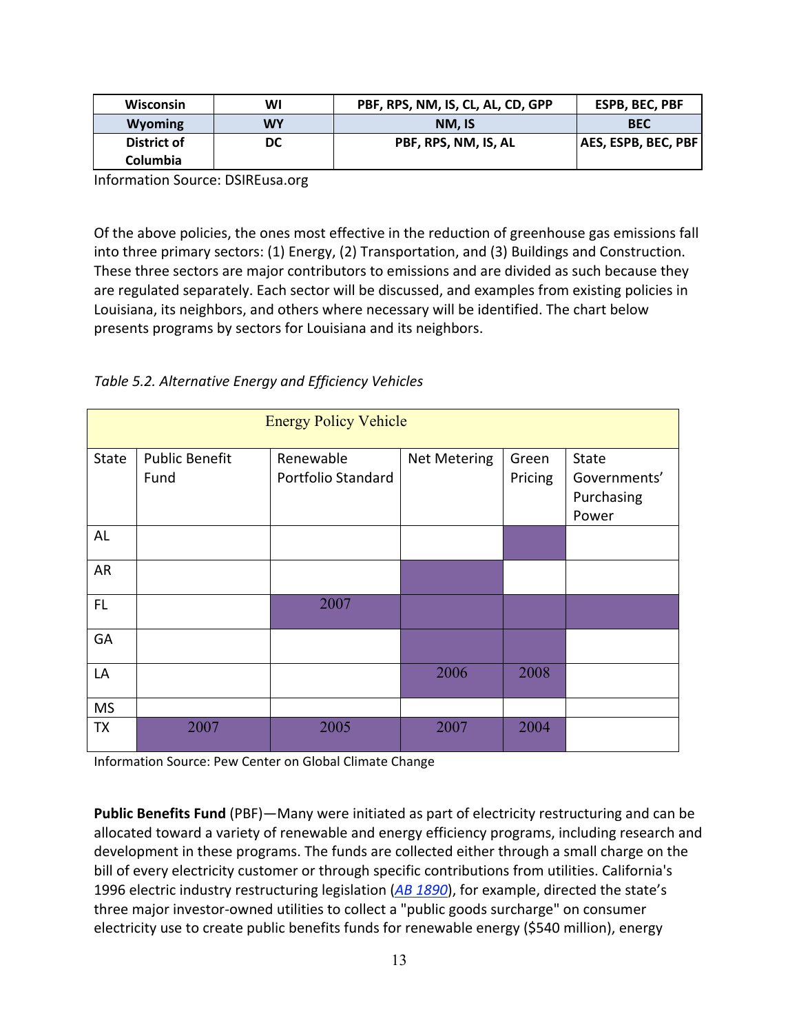| | | | |
|---|---|---|---|
| Wisconsin | WI | PBF, RPS, NM, IS, CL, AL, CD, GPP | ESPB, BEC, PBF |
| Wyoming | WY | NM, IS | BEC |
| District of Columbia | DC | PBF, RPS, NM, IS, AL | AES, ESPB, BEC, PBF |

Information Source: DSIREusa.org

Of the above policies, the ones most effective in the reduction of greenhouse gas emissions fall into three primary sectors: (1) Energy, (2) Transportation, and (3) Buildings and Construction. These three sectors are major contributors to emissions and are divided as such because they are regulated separately. Each sector will be discussed, and examples from existing policies in Louisiana, its neighbors, and others where necessary will be identified. The chart below presents programs by sectors for Louisiana and its neighbors.

*Table 5.2. Alternative Energy and Efficiency Vehicles*

| Energy Policy Vehicle | | | | | |
|---|---|---|---|---|---|
| State | Public Benefit Fund | Renewable Portfolio Standard | Net Metering | Green Pricing | State Governments' Purchasing Power |
| AL | | | | | |
| AR | | | | | |
| FL | | 2007 | | | |
| GA | | | | | |
| LA | | | 2006 | 2008 | |
| MS | | | | | |
| TX | 2007 | 2005 | 2007 | 2004 | |

Information Source: Pew Center on Global Climate Change

**Public Benefits Fund** (PBF)—Many were initiated as part of electricity restructuring and can be allocated toward a variety of renewable and energy efficiency programs, including research and development in these programs. The funds are collected either through a small charge on the bill of every electricity customer or through specific contributions from utilities. California's 1996 electric industry restructuring legislation (*AB 1890*), for example, directed the state's three major investor-owned utilities to collect a "public goods surcharge" on consumer electricity use to create public benefits funds for renewable energy ($540 million), energy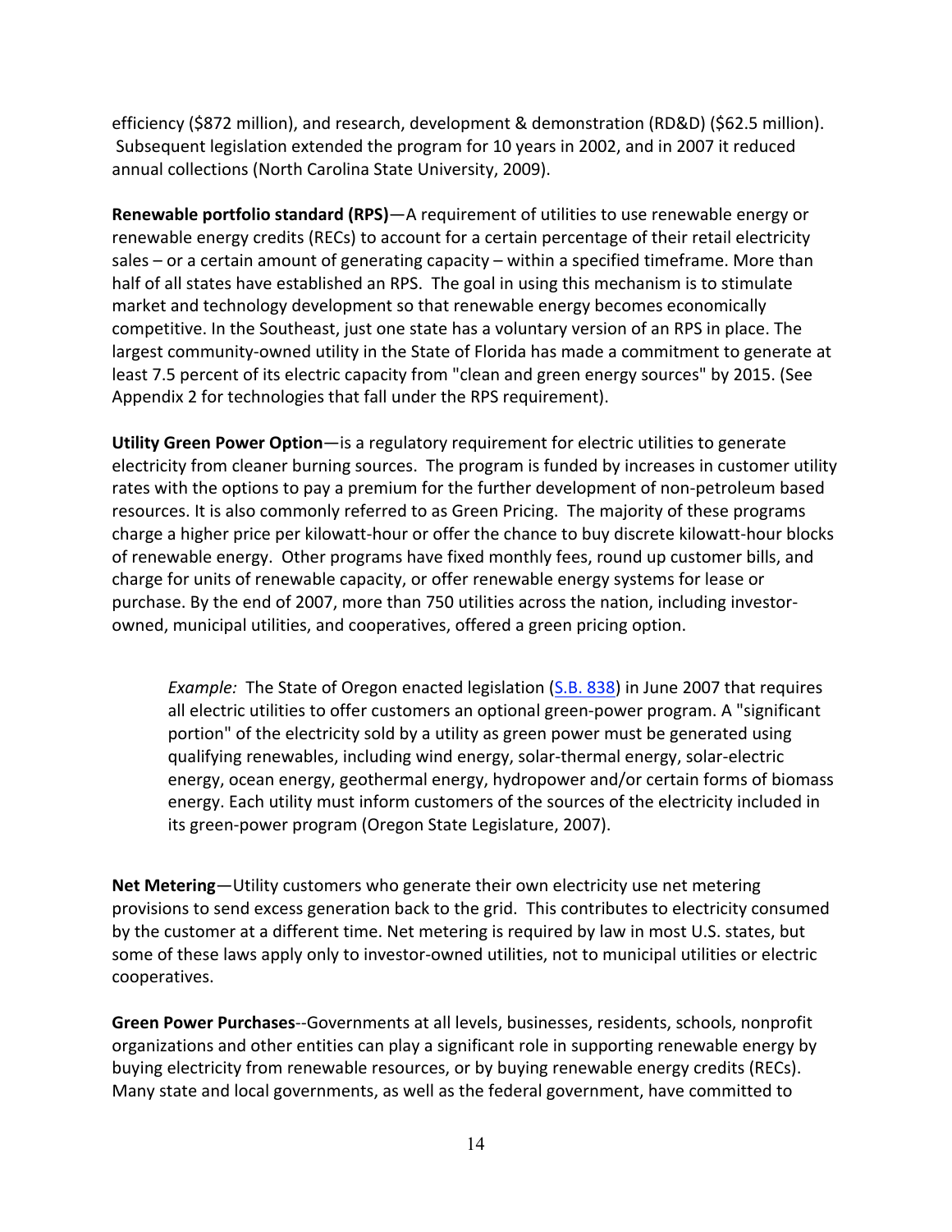efficiency ($872 million), and research, development & demonstration (RD&D) ($62.5 million). Subsequent legislation extended the program for 10 years in 2002, and in 2007 it reduced annual collections (North Carolina State University, 2009).

**Renewable portfolio standard (RPS)**—A requirement of utilities to use renewable energy or renewable energy credits (RECs) to account for a certain percentage of their retail electricity sales – or a certain amount of generating capacity – within a specified timeframe. More than half of all states have established an RPS. The goal in using this mechanism is to stimulate market and technology development so that renewable energy becomes economically competitive. In the Southeast, just one state has a voluntary version of an RPS in place. The largest community-owned utility in the State of Florida has made a commitment to generate at least 7.5 percent of its electric capacity from "clean and green energy sources" by 2015. (See Appendix 2 for technologies that fall under the RPS requirement).

**Utility Green Power Option**—is a regulatory requirement for electric utilities to generate electricity from cleaner burning sources. The program is funded by increases in customer utility rates with the options to pay a premium for the further development of non-petroleum based resources. It is also commonly referred to as Green Pricing. The majority of these programs charge a higher price per kilowatt-hour or offer the chance to buy discrete kilowatt-hour blocks of renewable energy. Other programs have fixed monthly fees, round up customer bills, and charge for units of renewable capacity, or offer renewable energy systems for lease or purchase. By the end of 2007, more than 750 utilities across the nation, including investor-owned, municipal utilities, and cooperatives, offered a green pricing option.

> *Example:* The State of Oregon enacted legislation (S.B. 838) in June 2007 that requires all electric utilities to offer customers an optional green-power program. A "significant portion" of the electricity sold by a utility as green power must be generated using qualifying renewables, including wind energy, solar-thermal energy, solar-electric energy, ocean energy, geothermal energy, hydropower and/or certain forms of biomass energy. Each utility must inform customers of the sources of the electricity included in its green-power program (Oregon State Legislature, 2007).

**Net Metering**—Utility customers who generate their own electricity use net metering provisions to send excess generation back to the grid. This contributes to electricity consumed by the customer at a different time. Net metering is required by law in most U.S. states, but some of these laws apply only to investor-owned utilities, not to municipal utilities or electric cooperatives.

**Green Power Purchases**--Governments at all levels, businesses, residents, schools, nonprofit organizations and other entities can play a significant role in supporting renewable energy by buying electricity from renewable resources, or by buying renewable energy credits (RECs). Many state and local governments, as well as the federal government, have committed to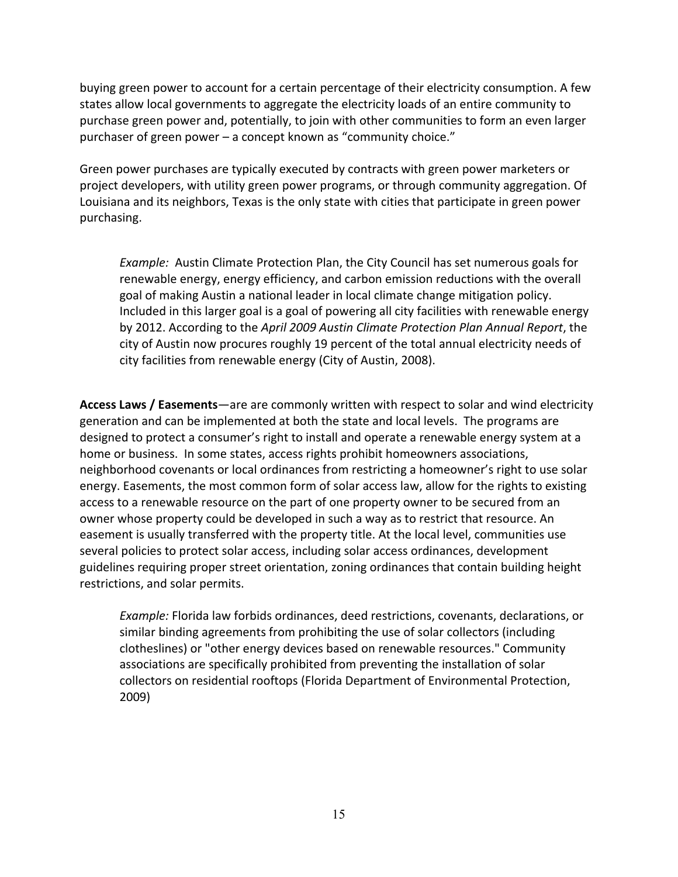buying green power to account for a certain percentage of their electricity consumption. A few states allow local governments to aggregate the electricity loads of an entire community to purchase green power and, potentially, to join with other communities to form an even larger purchaser of green power – a concept known as "community choice."

Green power purchases are typically executed by contracts with green power marketers or project developers, with utility green power programs, or through community aggregation. Of Louisiana and its neighbors, Texas is the only state with cities that participate in green power purchasing.

> *Example:* Austin Climate Protection Plan, the City Council has set numerous goals for renewable energy, energy efficiency, and carbon emission reductions with the overall goal of making Austin a national leader in local climate change mitigation policy. Included in this larger goal is a goal of powering all city facilities with renewable energy by 2012. According to the *April 2009 Austin Climate Protection Plan Annual Report*, the city of Austin now procures roughly 19 percent of the total annual electricity needs of city facilities from renewable energy (City of Austin, 2008).

**Access Laws / Easements**—are are commonly written with respect to solar and wind electricity generation and can be implemented at both the state and local levels. The programs are designed to protect a consumer's right to install and operate a renewable energy system at a home or business. In some states, access rights prohibit homeowners associations, neighborhood covenants or local ordinances from restricting a homeowner's right to use solar energy. Easements, the most common form of solar access law, allow for the rights to existing access to a renewable resource on the part of one property owner to be secured from an owner whose property could be developed in such a way as to restrict that resource. An easement is usually transferred with the property title. At the local level, communities use several policies to protect solar access, including solar access ordinances, development guidelines requiring proper street orientation, zoning ordinances that contain building height restrictions, and solar permits.

> *Example:* Florida law forbids ordinances, deed restrictions, covenants, declarations, or similar binding agreements from prohibiting the use of solar collectors (including clotheslines) or "other energy devices based on renewable resources." Community associations are specifically prohibited from preventing the installation of solar collectors on residential rooftops (Florida Department of Environmental Protection, 2009)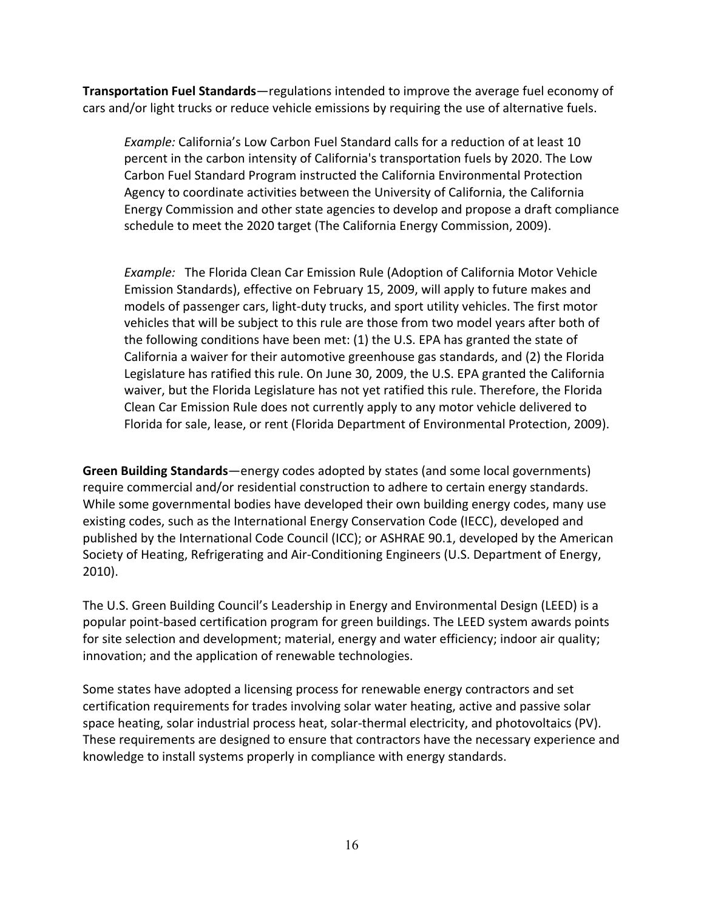**Transportation Fuel Standards**—regulations intended to improve the average fuel economy of cars and/or light trucks or reduce vehicle emissions by requiring the use of alternative fuels.

> *Example:* California's Low Carbon Fuel Standard calls for a reduction of at least 10 percent in the carbon intensity of California's transportation fuels by 2020. The Low Carbon Fuel Standard Program instructed the California Environmental Protection Agency to coordinate activities between the University of California, the California Energy Commission and other state agencies to develop and propose a draft compliance schedule to meet the 2020 target (The California Energy Commission, 2009).

> *Example:* The Florida Clean Car Emission Rule (Adoption of California Motor Vehicle Emission Standards), effective on February 15, 2009, will apply to future makes and models of passenger cars, light-duty trucks, and sport utility vehicles. The first motor vehicles that will be subject to this rule are those from two model years after both of the following conditions have been met: (1) the U.S. EPA has granted the state of California a waiver for their automotive greenhouse gas standards, and (2) the Florida Legislature has ratified this rule. On June 30, 2009, the U.S. EPA granted the California waiver, but the Florida Legislature has not yet ratified this rule. Therefore, the Florida Clean Car Emission Rule does not currently apply to any motor vehicle delivered to Florida for sale, lease, or rent (Florida Department of Environmental Protection, 2009).

**Green Building Standards**—energy codes adopted by states (and some local governments) require commercial and/or residential construction to adhere to certain energy standards. While some governmental bodies have developed their own building energy codes, many use existing codes, such as the International Energy Conservation Code (IECC), developed and published by the International Code Council (ICC); or ASHRAE 90.1, developed by the American Society of Heating, Refrigerating and Air-Conditioning Engineers (U.S. Department of Energy, 2010).

The U.S. Green Building Council's Leadership in Energy and Environmental Design (LEED) is a popular point-based certification program for green buildings. The LEED system awards points for site selection and development; material, energy and water efficiency; indoor air quality; innovation; and the application of renewable technologies.

Some states have adopted a licensing process for renewable energy contractors and set certification requirements for trades involving solar water heating, active and passive solar space heating, solar industrial process heat, solar-thermal electricity, and photovoltaics (PV). These requirements are designed to ensure that contractors have the necessary experience and knowledge to install systems properly in compliance with energy standards.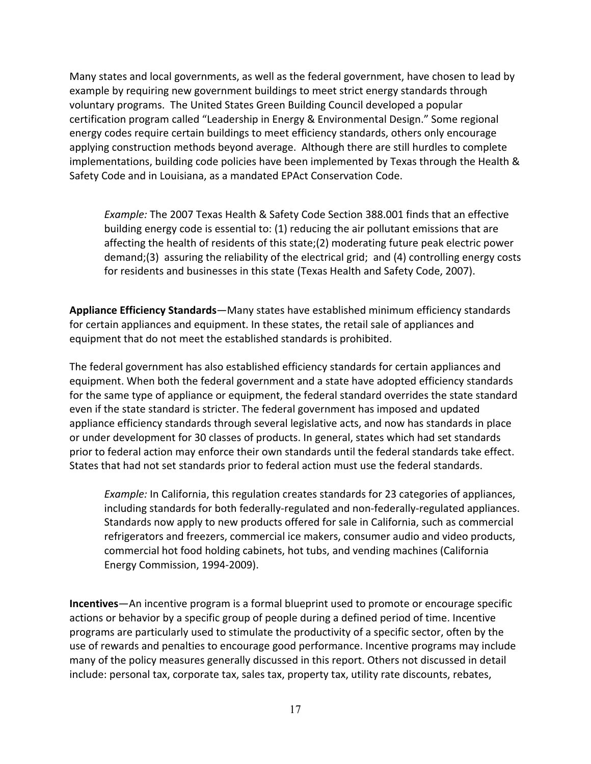Many states and local governments, as well as the federal government, have chosen to lead by example by requiring new government buildings to meet strict energy standards through voluntary programs. The United States Green Building Council developed a popular certification program called "Leadership in Energy & Environmental Design." Some regional energy codes require certain buildings to meet efficiency standards, others only encourage applying construction methods beyond average. Although there are still hurdles to complete implementations, building code policies have been implemented by Texas through the Health & Safety Code and in Louisiana, as a mandated EPAct Conservation Code.

> *Example:* The 2007 Texas Health & Safety Code Section 388.001 finds that an effective building energy code is essential to: (1) reducing the air pollutant emissions that are affecting the health of residents of this state;(2) moderating future peak electric power demand;(3) assuring the reliability of the electrical grid; and (4) controlling energy costs for residents and businesses in this state (Texas Health and Safety Code, 2007).

**Appliance Efficiency Standards**—Many states have established minimum efficiency standards for certain appliances and equipment. In these states, the retail sale of appliances and equipment that do not meet the established standards is prohibited.

The federal government has also established efficiency standards for certain appliances and equipment. When both the federal government and a state have adopted efficiency standards for the same type of appliance or equipment, the federal standard overrides the state standard even if the state standard is stricter. The federal government has imposed and updated appliance efficiency standards through several legislative acts, and now has standards in place or under development for 30 classes of products. In general, states which had set standards prior to federal action may enforce their own standards until the federal standards take effect. States that had not set standards prior to federal action must use the federal standards.

> *Example:* In California, this regulation creates standards for 23 categories of appliances, including standards for both federally-regulated and non-federally-regulated appliances. Standards now apply to new products offered for sale in California, such as commercial refrigerators and freezers, commercial ice makers, consumer audio and video products, commercial hot food holding cabinets, hot tubs, and vending machines (California Energy Commission, 1994-2009).

**Incentives**—An incentive program is a formal blueprint used to promote or encourage specific actions or behavior by a specific group of people during a defined period of time. Incentive programs are particularly used to stimulate the productivity of a specific sector, often by the use of rewards and penalties to encourage good performance. Incentive programs may include many of the policy measures generally discussed in this report. Others not discussed in detail include: personal tax, corporate tax, sales tax, property tax, utility rate discounts, rebates,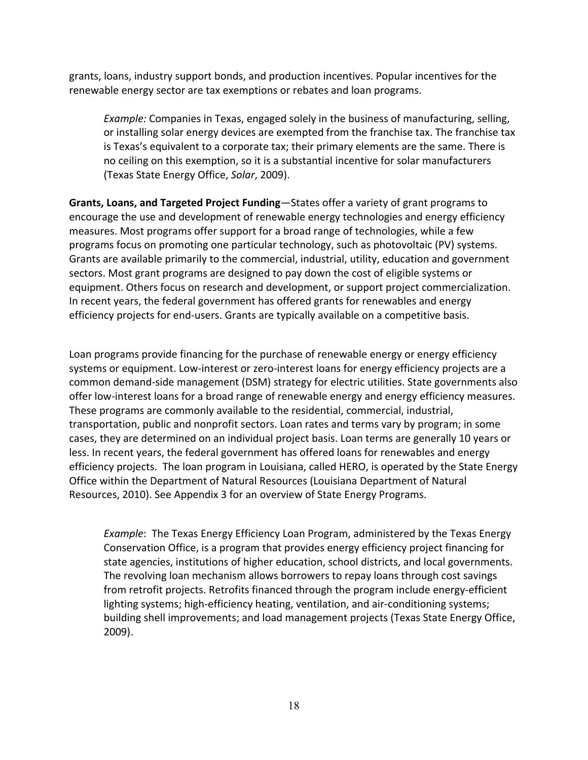grants, loans, industry support bonds, and production incentives. Popular incentives for the renewable energy sector are tax exemptions or rebates and loan programs.

> *Example:* Companies in Texas, engaged solely in the business of manufacturing, selling, or installing solar energy devices are exempted from the franchise tax. The franchise tax is Texas's equivalent to a corporate tax; their primary elements are the same. There is no ceiling on this exemption, so it is a substantial incentive for solar manufacturers (Texas State Energy Office, *Solar*, 2009).

**Grants, Loans, and Targeted Project Funding**—States offer a variety of grant programs to encourage the use and development of renewable energy technologies and energy efficiency measures. Most programs offer support for a broad range of technologies, while a few programs focus on promoting one particular technology, such as photovoltaic (PV) systems. Grants are available primarily to the commercial, industrial, utility, education and government sectors. Most grant programs are designed to pay down the cost of eligible systems or equipment. Others focus on research and development, or support project commercialization. In recent years, the federal government has offered grants for renewables and energy efficiency projects for end-users. Grants are typically available on a competitive basis.

Loan programs provide financing for the purchase of renewable energy or energy efficiency systems or equipment. Low-interest or zero-interest loans for energy efficiency projects are a common demand-side management (DSM) strategy for electric utilities. State governments also offer low-interest loans for a broad range of renewable energy and energy efficiency measures. These programs are commonly available to the residential, commercial, industrial, transportation, public and nonprofit sectors. Loan rates and terms vary by program; in some cases, they are determined on an individual project basis. Loan terms are generally 10 years or less. In recent years, the federal government has offered loans for renewables and energy efficiency projects. The loan program in Louisiana, called HERO, is operated by the State Energy Office within the Department of Natural Resources (Louisiana Department of Natural Resources, 2010). See Appendix 3 for an overview of State Energy Programs.

> *Example*: The Texas Energy Efficiency Loan Program, administered by the Texas Energy Conservation Office, is a program that provides energy efficiency project financing for state agencies, institutions of higher education, school districts, and local governments. The revolving loan mechanism allows borrowers to repay loans through cost savings from retrofit projects. Retrofits financed through the program include energy-efficient lighting systems; high-efficiency heating, ventilation, and air-conditioning systems; building shell improvements; and load management projects (Texas State Energy Office, 2009).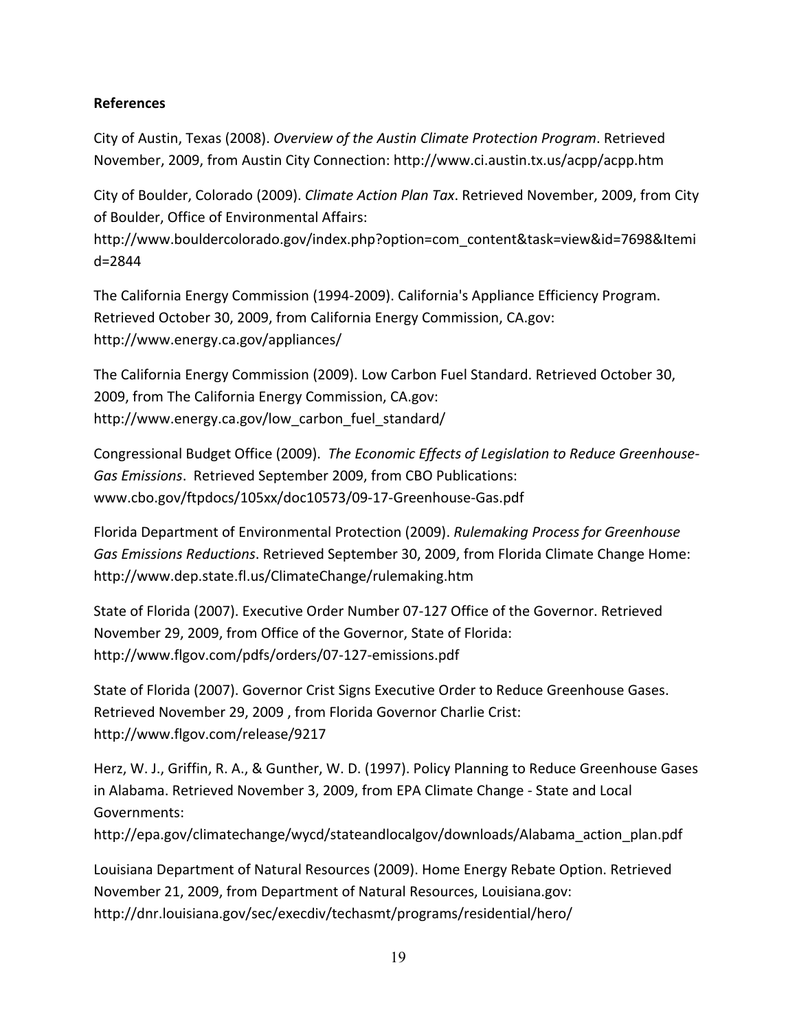**References**

City of Austin, Texas (2008). *Overview of the Austin Climate Protection Program*. Retrieved November, 2009, from Austin City Connection: http://www.ci.austin.tx.us/acpp/acpp.htm

City of Boulder, Colorado (2009). *Climate Action Plan Tax*. Retrieved November, 2009, from City of Boulder, Office of Environmental Affairs: http://www.bouldercolorado.gov/index.php?option=com_content&task=view&id=7698&Itemid=2844

The California Energy Commission (1994-2009). California's Appliance Efficiency Program. Retrieved October 30, 2009, from California Energy Commission, CA.gov: http://www.energy.ca.gov/appliances/

The California Energy Commission (2009). Low Carbon Fuel Standard. Retrieved October 30, 2009, from The California Energy Commission, CA.gov: http://www.energy.ca.gov/low_carbon_fuel_standard/

Congressional Budget Office (2009). *The Economic Effects of Legislation to Reduce Greenhouse-Gas Emissions*. Retrieved September 2009, from CBO Publications: www.cbo.gov/ftpdocs/105xx/doc10573/09-17-Greenhouse-Gas.pdf

Florida Department of Environmental Protection (2009). *Rulemaking Process for Greenhouse Gas Emissions Reductions*. Retrieved September 30, 2009, from Florida Climate Change Home: http://www.dep.state.fl.us/ClimateChange/rulemaking.htm

State of Florida (2007). Executive Order Number 07-127 Office of the Governor. Retrieved November 29, 2009, from Office of the Governor, State of Florida: http://www.flgov.com/pdfs/orders/07-127-emissions.pdf

State of Florida (2007). Governor Crist Signs Executive Order to Reduce Greenhouse Gases. Retrieved November 29, 2009 , from Florida Governor Charlie Crist: http://www.flgov.com/release/9217

Herz, W. J., Griffin, R. A., & Gunther, W. D. (1997). Policy Planning to Reduce Greenhouse Gases in Alabama. Retrieved November 3, 2009, from EPA Climate Change - State and Local Governments: http://epa.gov/climatechange/wycd/stateandlocalgov/downloads/Alabama_action_plan.pdf

Louisiana Department of Natural Resources (2009). Home Energy Rebate Option. Retrieved November 21, 2009, from Department of Natural Resources, Louisiana.gov: http://dnr.louisiana.gov/sec/execdiv/techasmt/programs/residential/hero/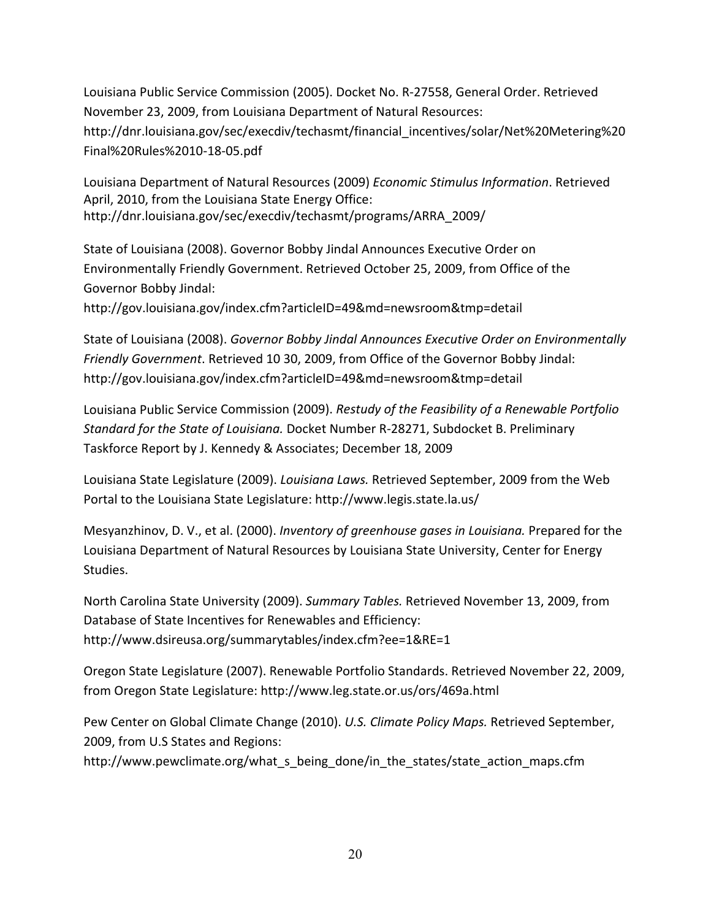Louisiana Public Service Commission (2005). Docket No. R-27558, General Order. Retrieved November 23, 2009, from Louisiana Department of Natural Resources: http://dnr.louisiana.gov/sec/execdiv/techasmt/financial_incentives/solar/Net%20Metering%20Final%20Rules%2010-18-05.pdf

Louisiana Department of Natural Resources (2009) *Economic Stimulus Information*. Retrieved April, 2010, from the Louisiana State Energy Office: http://dnr.louisiana.gov/sec/execdiv/techasmt/programs/ARRA_2009/

State of Louisiana (2008). Governor Bobby Jindal Announces Executive Order on Environmentally Friendly Government. Retrieved October 25, 2009, from Office of the Governor Bobby Jindal: http://gov.louisiana.gov/index.cfm?articleID=49&md=newsroom&tmp=detail

State of Louisiana (2008). *Governor Bobby Jindal Announces Executive Order on Environmentally Friendly Government*. Retrieved 10 30, 2009, from Office of the Governor Bobby Jindal: http://gov.louisiana.gov/index.cfm?articleID=49&md=newsroom&tmp=detail

Louisiana Public Service Commission (2009). *Restudy of the Feasibility of a Renewable Portfolio Standard for the State of Louisiana.* Docket Number R-28271, Subdocket B. Preliminary Taskforce Report by J. Kennedy & Associates; December 18, 2009

Louisiana State Legislature (2009). *Louisiana Laws.* Retrieved September, 2009 from the Web Portal to the Louisiana State Legislature: http://www.legis.state.la.us/

Mesyanzhinov, D. V., et al. (2000). *Inventory of greenhouse gases in Louisiana.* Prepared for the Louisiana Department of Natural Resources by Louisiana State University, Center for Energy Studies.

North Carolina State University (2009). *Summary Tables.* Retrieved November 13, 2009, from Database of State Incentives for Renewables and Efficiency: http://www.dsireusa.org/summarytables/index.cfm?ee=1&RE=1

Oregon State Legislature (2007). Renewable Portfolio Standards. Retrieved November 22, 2009, from Oregon State Legislature: http://www.leg.state.or.us/ors/469a.html

Pew Center on Global Climate Change (2010). *U.S. Climate Policy Maps.* Retrieved September, 2009, from U.S States and Regions: http://www.pewclimate.org/what_s_being_done/in_the_states/state_action_maps.cfm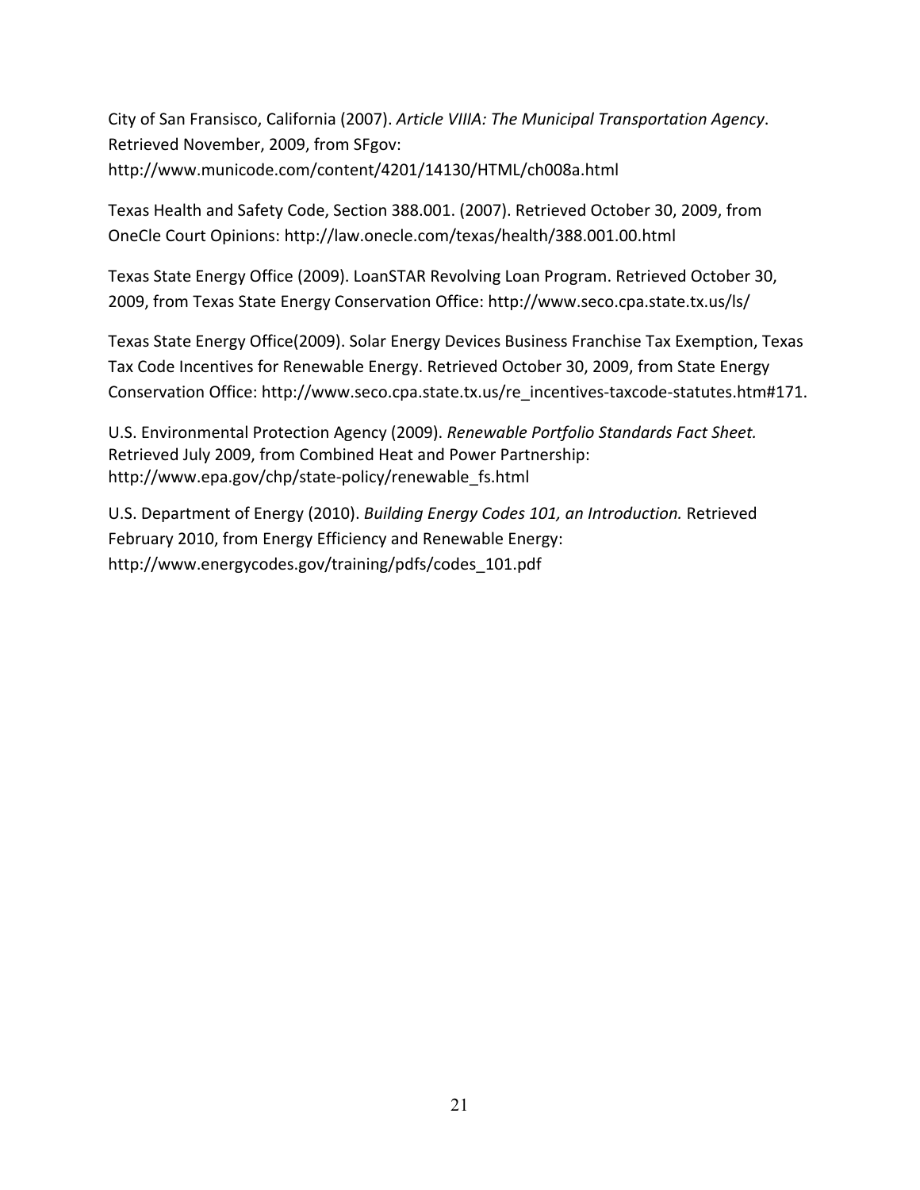City of San Fransisco, California (2007). *Article VIIIA: The Municipal Transportation Agency*. Retrieved November, 2009, from SFgov: http://www.municode.com/content/4201/14130/HTML/ch008a.html

Texas Health and Safety Code, Section 388.001. (2007). Retrieved October 30, 2009, from OneCle Court Opinions: http://law.onecle.com/texas/health/388.001.00.html

Texas State Energy Office (2009). LoanSTAR Revolving Loan Program. Retrieved October 30, 2009, from Texas State Energy Conservation Office: http://www.seco.cpa.state.tx.us/ls/

Texas State Energy Office(2009). Solar Energy Devices Business Franchise Tax Exemption, Texas Tax Code Incentives for Renewable Energy. Retrieved October 30, 2009, from State Energy Conservation Office: http://www.seco.cpa.state.tx.us/re_incentives-taxcode-statutes.htm#171.

U.S. Environmental Protection Agency (2009). *Renewable Portfolio Standards Fact Sheet.* Retrieved July 2009, from Combined Heat and Power Partnership: http://www.epa.gov/chp/state-policy/renewable_fs.html

U.S. Department of Energy (2010). *Building Energy Codes 101, an Introduction.* Retrieved February 2010, from Energy Efficiency and Renewable Energy: http://www.energycodes.gov/training/pdfs/codes_101.pdf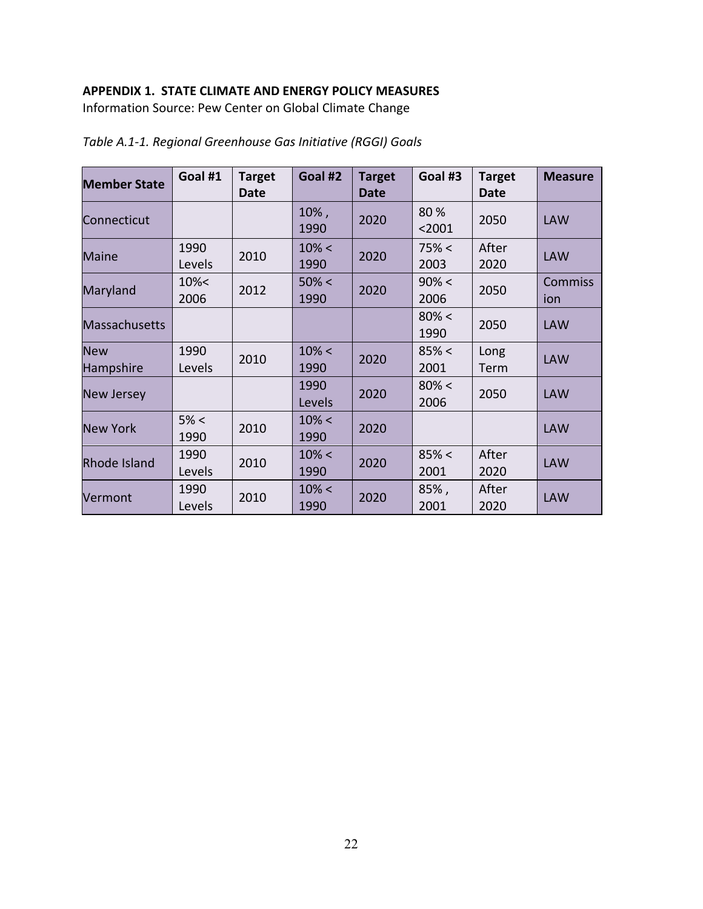**APPENDIX 1. STATE CLIMATE AND ENERGY POLICY MEASURES**

Information Source: Pew Center on Global Climate Change

*Table A.1-1. Regional Greenhouse Gas Initiative (RGGI) Goals*

| Member State | Goal #1 | Target Date | Goal #2 | Target Date | Goal #3 | Target Date | Measure |
|---|---|---|---|---|---|---|---|
| Connecticut | | | 10% , 1990 | 2020 | 80 % <2001 | 2050 | LAW |
| Maine | 1990 Levels | 2010 | 10% < 1990 | 2020 | 75% < 2003 | After 2020 | LAW |
| Maryland | 10%< 2006 | 2012 | 50% < 1990 | 2020 | 90% < 2006 | 2050 | Commission |
| Massachusetts | | | | | 80% < 1990 | 2050 | LAW |
| New Hampshire | 1990 Levels | 2010 | 10% < 1990 | 2020 | 85% < 2001 | Long Term | LAW |
| New Jersey | | | 1990 Levels | 2020 | 80% < 2006 | 2050 | LAW |
| New York | 5% < 1990 | 2010 | 10% < 1990 | 2020 | | | LAW |
| Rhode Island | 1990 Levels | 2010 | 10% < 1990 | 2020 | 85% < 2001 | After 2020 | LAW |
| Vermont | 1990 Levels | 2010 | 10% < 1990 | 2020 | 85% , 2001 | After 2020 | LAW |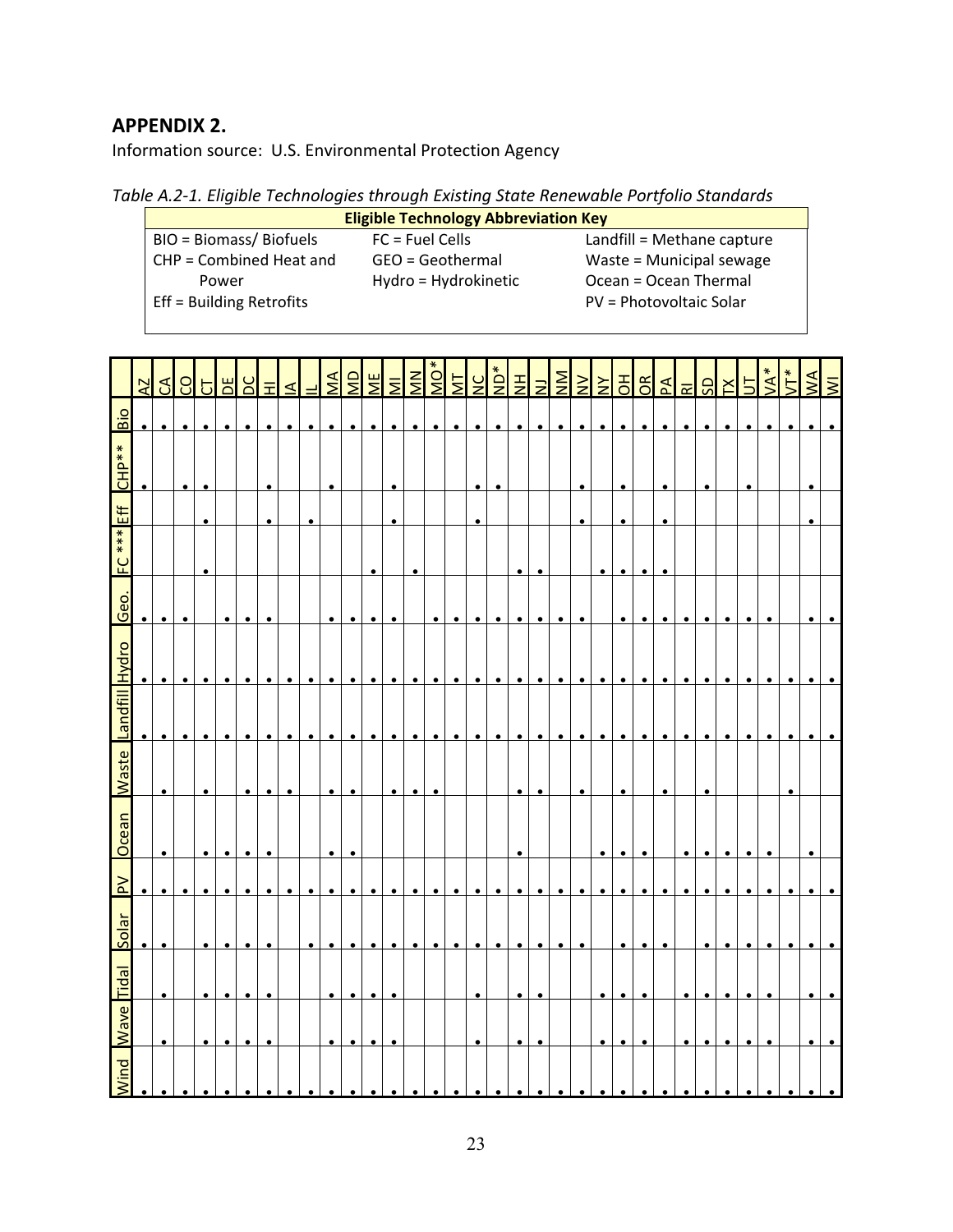## APPENDIX 2.

Information source: U.S. Environmental Protection Agency

*Table A.2-1. Eligible Technologies through Existing State Renewable Portfolio Standards*

**Eligible Technology Abbreviation Key**

| | | |
|---|---|---|
| BIO = Biomass/ Biofuels | FC = Fuel Cells | Landfill = Methane capture |
| CHP = Combined Heat and Power | GEO = Geothermal | Waste = Municipal sewage |
| Eff = Building Retrofits | Hydro = Hydrokinetic | Ocean = Ocean Thermal |
| | | PV = Photovoltaic Solar |

| | AZ | CA | CO | CT | DE | DC | HI | IA | IL | MA | MD | ME | MI | MN | MO* | MT | NC | ND* | NH | NJ | NM | NV | NY | OH | OR | PA | RI | SD | TX | UT | VA* | VT* | WA | WI |
|---|---|---|---|---|---|---|---|---|---|---|---|---|---|---|---|---|---|---|---|---|---|---|---|---|---|---|---|---|---|---|---|---|---|---|
| Bio | • | • | • | • | • | • | • | • | • | • | • | • | • | • | • | • | • | • | • | • | • | • | • | • | • | • | • | • | • | • | • | • | • | • |
| CHP** | • | | • | • | | | • | | | • | | | • | | | | • | • | | | | • | | • | | • | | • | | • | | | • | |
| Eff | | | | • | | | • | | • | | | | • | | | | • | | | | | • | | • | | • | | | | | | | • | |
| FC *** | | | | • | | | | | | | | • | | • | | | | | • | • | | | • | • | • | • | | | | | | | | |
| Geo. | • | • | • | | • | • | • | | | • | • | • | • | | • | • | • | • | • | • | • | • | | • | • | • | • | • | • | • | • | | • | • |
| Hydro | • | • | • | • | • | • | • | • | • | • | • | • | • | • | • | • | • | • | • | • | • | • | • | • | • | • | • | • | • | • | • | • | • | • |
| Landfill | • | • | • | • | • | • | • | • | • | • | • | • | • | • | • | • | • | • | • | • | • | • | • | • | • | • | • | • | • | • | • | • | • | • |
| Waste | | • | | • | | • | • | • | | • | • | | • | • | • | | | | • | • | | • | | • | | • | | • | | | | • | | |
| Ocean | | • | | • | • | • | • | | | • | • | | | | | | | | • | | | | • | • | • | | • | • | • | • | • | | • | |
| PV | • | • | • | • | • | • | • | • | • | • | • | • | • | • | • | • | • | • | • | • | • | • | • | • | • | • | • | • | • | • | • | • | • | • |
| Solar | • | • | | • | • | • | • | | • | • | • | • | • | • | • | • | • | • | • | • | • | • | | • | • | • | | • | • | • | • | • | • | • |
| Tidal | | • | | • | • | • | • | | | • | • | • | • | | | | • | | • | • | | | • | • | • | | • | • | • | • | • | | • | • |
| Wave | | • | | • | • | • | • | | | • | • | • | • | | | | • | | • | • | | | • | • | • | | • | • | • | • | • | | • | • |
| Wind | • | • | • | • | • | • | • | • | • | • | • | • | • | • | • | • | • | • | • | • | • | • | • | • | • | • | • | • | • | • | • | • | • | • |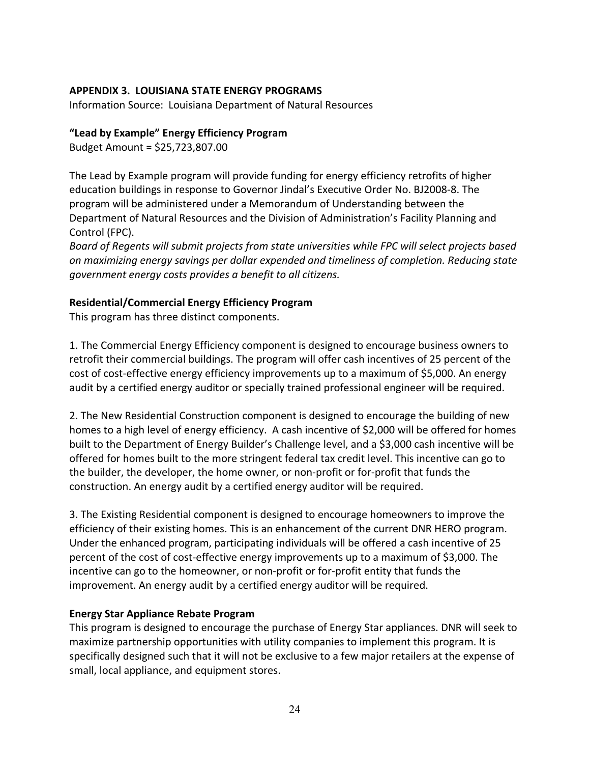## APPENDIX 3. LOUISIANA STATE ENERGY PROGRAMS

Information Source: Louisiana Department of Natural Resources

### "Lead by Example" Energy Efficiency Program

Budget Amount = $25,723,807.00

The Lead by Example program will provide funding for energy efficiency retrofits of higher education buildings in response to Governor Jindal's Executive Order No. BJ2008-8. The program will be administered under a Memorandum of Understanding between the Department of Natural Resources and the Division of Administration's Facility Planning and Control (FPC).

*Board of Regents will submit projects from state universities while FPC will select projects based on maximizing energy savings per dollar expended and timeliness of completion. Reducing state government energy costs provides a benefit to all citizens.*

### Residential/Commercial Energy Efficiency Program

This program has three distinct components.

1. The Commercial Energy Efficiency component is designed to encourage business owners to retrofit their commercial buildings. The program will offer cash incentives of 25 percent of the cost of cost-effective energy efficiency improvements up to a maximum of $5,000. An energy audit by a certified energy auditor or specially trained professional engineer will be required.

2. The New Residential Construction component is designed to encourage the building of new homes to a high level of energy efficiency. A cash incentive of $2,000 will be offered for homes built to the Department of Energy Builder's Challenge level, and a $3,000 cash incentive will be offered for homes built to the more stringent federal tax credit level. This incentive can go to the builder, the developer, the home owner, or non-profit or for-profit that funds the construction. An energy audit by a certified energy auditor will be required.

3. The Existing Residential component is designed to encourage homeowners to improve the efficiency of their existing homes. This is an enhancement of the current DNR HERO program. Under the enhanced program, participating individuals will be offered a cash incentive of 25 percent of the cost of cost-effective energy improvements up to a maximum of $3,000. The incentive can go to the homeowner, or non-profit or for-profit entity that funds the improvement. An energy audit by a certified energy auditor will be required.

### Energy Star Appliance Rebate Program

This program is designed to encourage the purchase of Energy Star appliances. DNR will seek to maximize partnership opportunities with utility companies to implement this program. It is specifically designed such that it will not be exclusive to a few major retailers at the expense of small, local appliance, and equipment stores.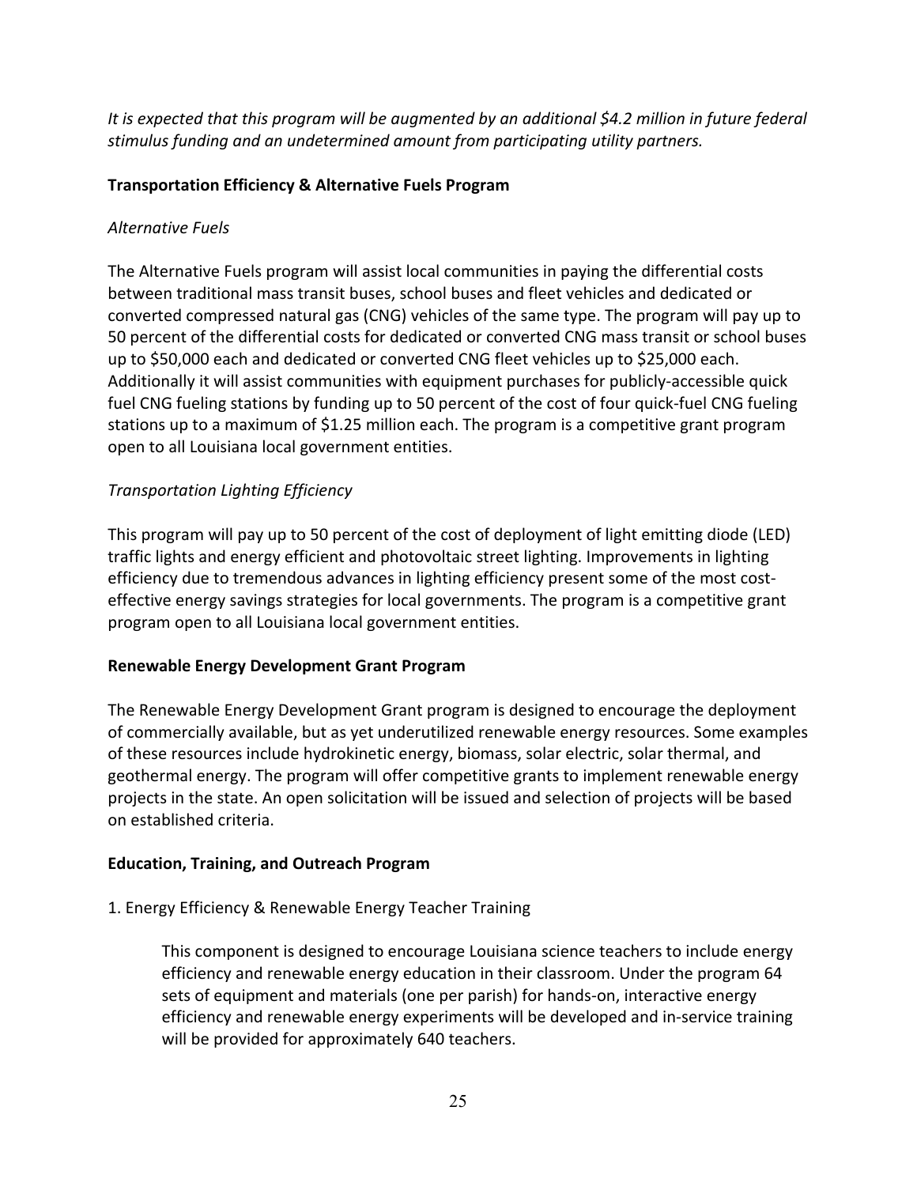*It is expected that this program will be augmented by an additional $4.2 million in future federal stimulus funding and an undetermined amount from participating utility partners.*

**Transportation Efficiency & Alternative Fuels Program**

*Alternative Fuels*

The Alternative Fuels program will assist local communities in paying the differential costs between traditional mass transit buses, school buses and fleet vehicles and dedicated or converted compressed natural gas (CNG) vehicles of the same type. The program will pay up to 50 percent of the differential costs for dedicated or converted CNG mass transit or school buses up to $50,000 each and dedicated or converted CNG fleet vehicles up to $25,000 each. Additionally it will assist communities with equipment purchases for publicly-accessible quick fuel CNG fueling stations by funding up to 50 percent of the cost of four quick-fuel CNG fueling stations up to a maximum of $1.25 million each. The program is a competitive grant program open to all Louisiana local government entities.

*Transportation Lighting Efficiency*

This program will pay up to 50 percent of the cost of deployment of light emitting diode (LED) traffic lights and energy efficient and photovoltaic street lighting. Improvements in lighting efficiency due to tremendous advances in lighting efficiency present some of the most cost-effective energy savings strategies for local governments. The program is a competitive grant program open to all Louisiana local government entities.

**Renewable Energy Development Grant Program**

The Renewable Energy Development Grant program is designed to encourage the deployment of commercially available, but as yet underutilized renewable energy resources. Some examples of these resources include hydrokinetic energy, biomass, solar electric, solar thermal, and geothermal energy. The program will offer competitive grants to implement renewable energy projects in the state. An open solicitation will be issued and selection of projects will be based on established criteria.

**Education, Training, and Outreach Program**

1. Energy Efficiency & Renewable Energy Teacher Training

   This component is designed to encourage Louisiana science teachers to include energy efficiency and renewable energy education in their classroom. Under the program 64 sets of equipment and materials (one per parish) for hands-on, interactive energy efficiency and renewable energy experiments will be developed and in-service training will be provided for approximately 640 teachers.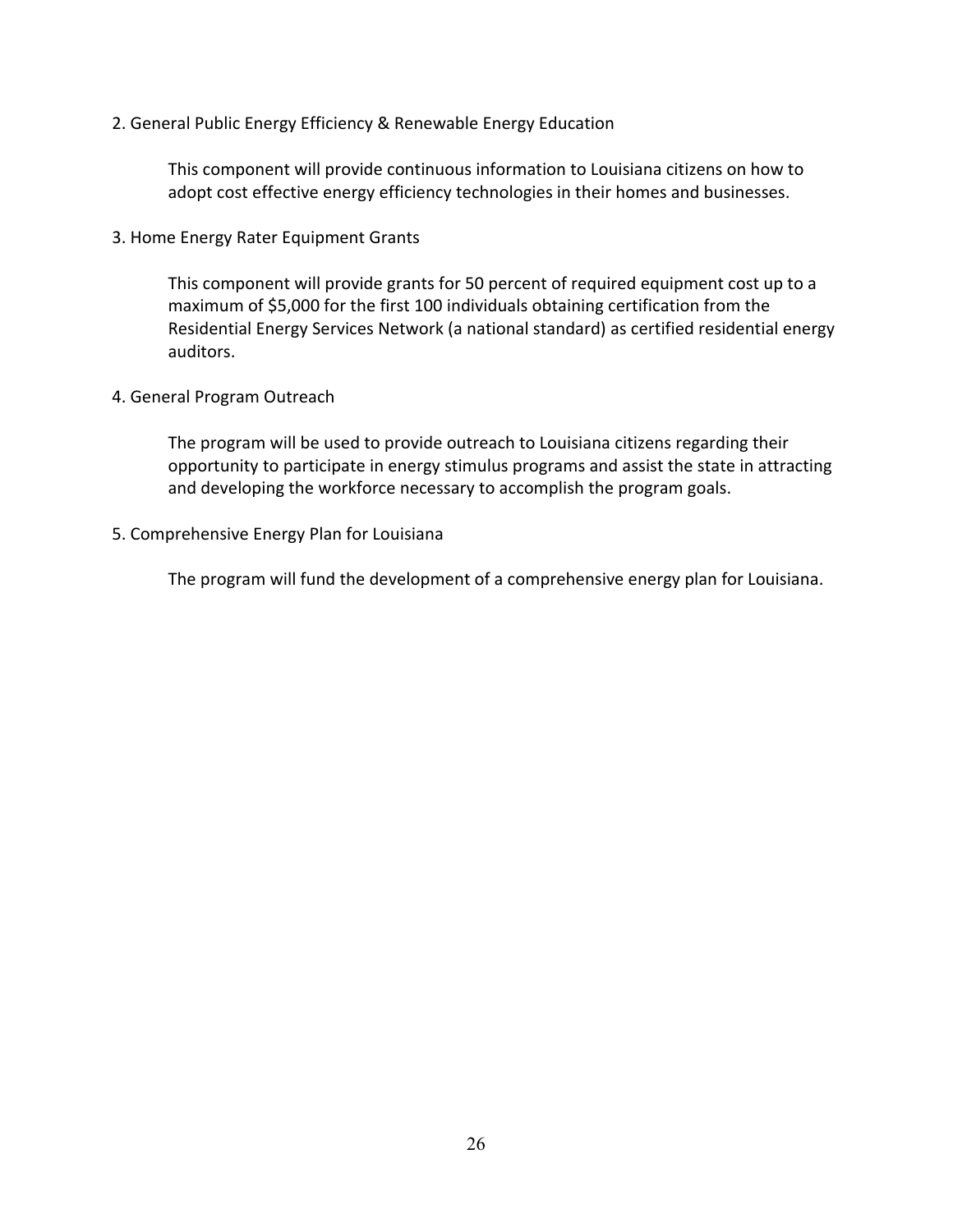2. General Public Energy Efficiency & Renewable Energy Education

This component will provide continuous information to Louisiana citizens on how to adopt cost effective energy efficiency technologies in their homes and businesses.

3. Home Energy Rater Equipment Grants

This component will provide grants for 50 percent of required equipment cost up to a maximum of $5,000 for the first 100 individuals obtaining certification from the Residential Energy Services Network (a national standard) as certified residential energy auditors.

4. General Program Outreach

The program will be used to provide outreach to Louisiana citizens regarding their opportunity to participate in energy stimulus programs and assist the state in attracting and developing the workforce necessary to accomplish the program goals.

5. Comprehensive Energy Plan for Louisiana

The program will fund the development of a comprehensive energy plan for Louisiana.